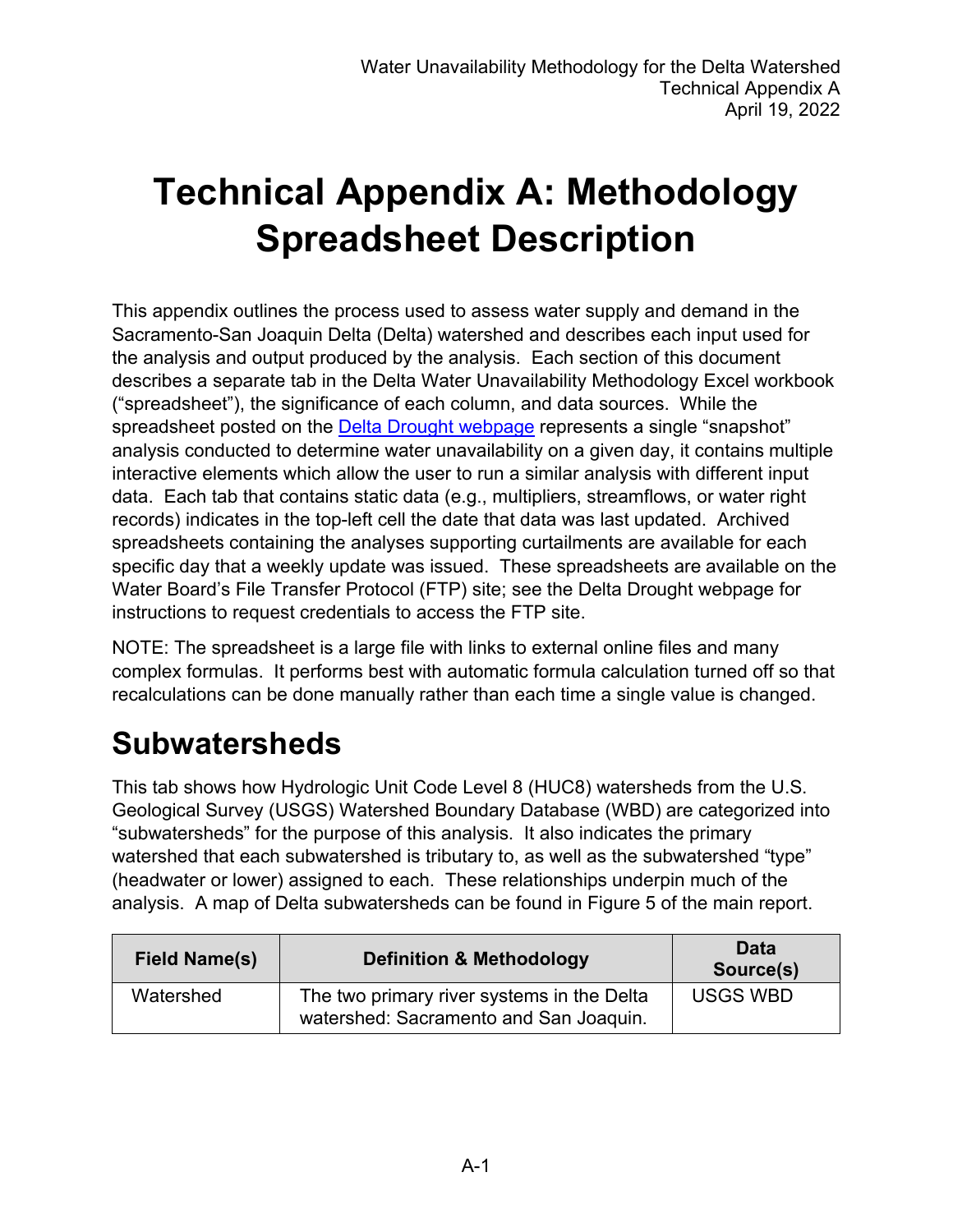# Technical Appendix A: Methodology Spreadsheet Description

This appendix outlines the process used to assess water supply and demand in the Sacramento-San Joaquin Delta (Delta) watershed and describes each input used for the analysis and output produced by the analysis. Each section of this document describes a separate tab in the Delta Water Unavailability Methodology Excel workbook ("spreadsheet"), the significance of each column, and data sources. While the spreadsheet posted on the Delta Drought webpage represents a single "snapshot" analysis conducted to determine water unavailability on a given day, it contains multiple interactive elements which allow the user to run a similar analysis with different input data. Each tab that contains static data (e.g., multipliers, streamflows, or water right records) indicates in the top-left cell the date that data was last updated. Archived spreadsheets containing the analyses supporting curtailments are available for each specific day that a weekly update was issued. These spreadsheets are available on the Water Board's File Transfer Protocol (FTP) site; see the Delta Drought webpage for instructions to request credentials to access the FTP site.

NOTE: The spreadsheet is a large file with links to external online files and many complex formulas. It performs best with automatic formula calculation turned off so that recalculations can be done manually rather than each time a single value is changed.

## Subwatersheds

This tab shows how Hydrologic Unit Code Level 8 (HUC8) watersheds from the U.S. Geological Survey (USGS) Watershed Boundary Database (WBD) are categorized into "subwatersheds" for the purpose of this analysis. It also indicates the primary watershed that each subwatershed is tributary to, as well as the subwatershed "type" (headwater or lower) assigned to each. These relationships underpin much of the analysis. A map of Delta subwatersheds can be found in Figure 5 of the main report.

| Field Name(s) | Definition & Methodology | Data Source(s) |
|---|---|---|
| Watershed | The two primary river systems in the Delta watershed: Sacramento and San Joaquin. | USGS WBD |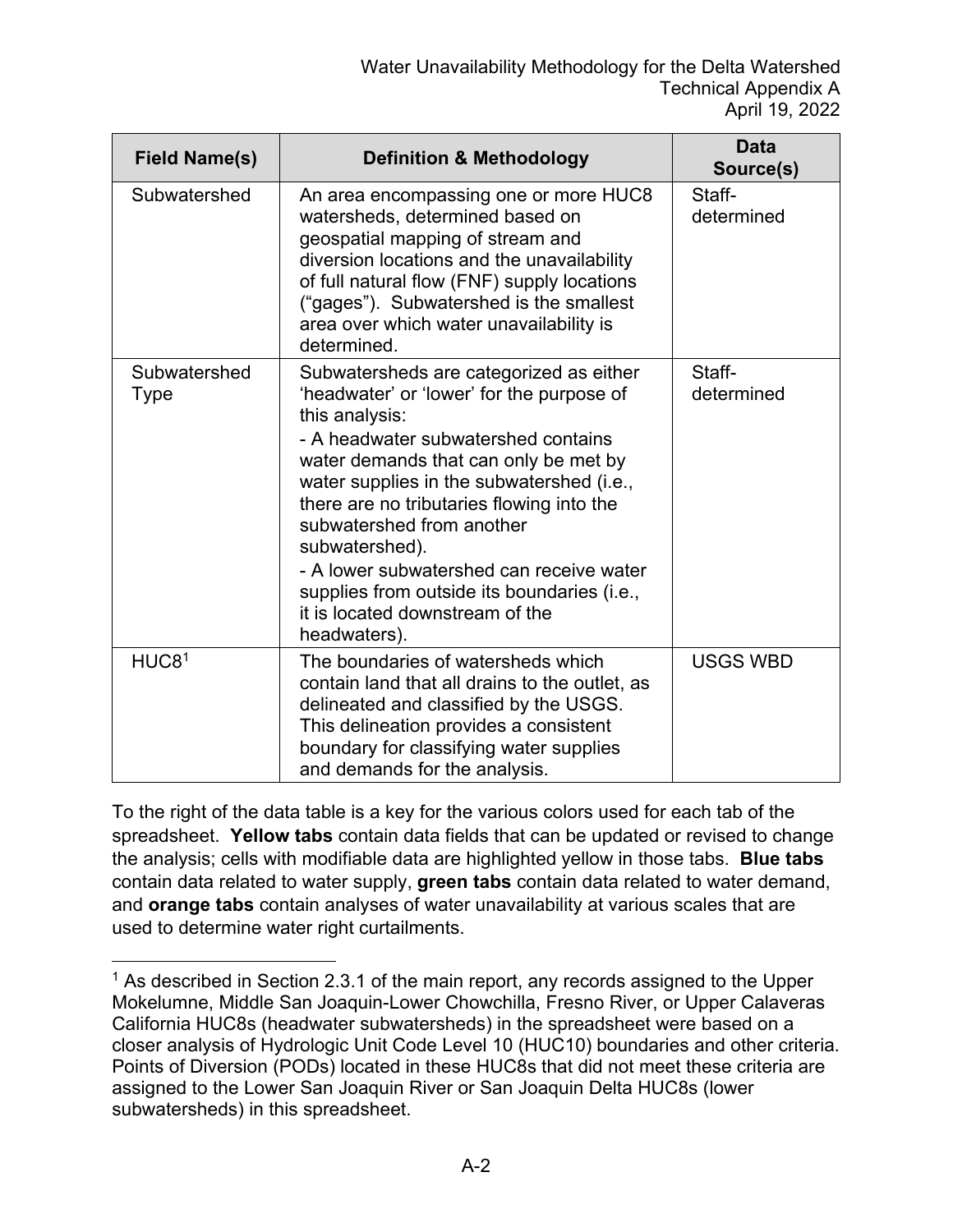| Field Name(s) | Definition & Methodology | Data Source(s) |
|---|---|---|
| Subwatershed | An area encompassing one or more HUC8 watersheds, determined based on geospatial mapping of stream and diversion locations and the unavailability of full natural flow (FNF) supply locations ("gages"). Subwatershed is the smallest area over which water unavailability is determined. | Staff-determined |
| Subwatershed Type | Subwatersheds are categorized as either 'headwater' or 'lower' for the purpose of this analysis:<br>- A headwater subwatershed contains water demands that can only be met by water supplies in the subwatershed (i.e., there are no tributaries flowing into the subwatershed from another subwatershed).<br>- A lower subwatershed can receive water supplies from outside its boundaries (i.e., it is located downstream of the headwaters). | Staff-determined |
| HUC8[1] | The boundaries of watersheds which contain land that all drains to the outlet, as delineated and classified by the USGS. This delineation provides a consistent boundary for classifying water supplies and demands for the analysis. | USGS WBD |

To the right of the data table is a key for the various colors used for each tab of the spreadsheet. **Yellow tabs** contain data fields that can be updated or revised to change the analysis; cells with modifiable data are highlighted yellow in those tabs. **Blue tabs** contain data related to water supply, **green tabs** contain data related to water demand, and **orange tabs** contain analyses of water unavailability at various scales that are used to determine water right curtailments.

[1] As described in Section 2.3.1 of the main report, any records assigned to the Upper Mokelumne, Middle San Joaquin-Lower Chowchilla, Fresno River, or Upper Calaveras California HUC8s (headwater subwatersheds) in the spreadsheet were based on a closer analysis of Hydrologic Unit Code Level 10 (HUC10) boundaries and other criteria. Points of Diversion (PODs) located in these HUC8s that did not meet these criteria are assigned to the Lower San Joaquin River or San Joaquin Delta HUC8s (lower subwatersheds) in this spreadsheet.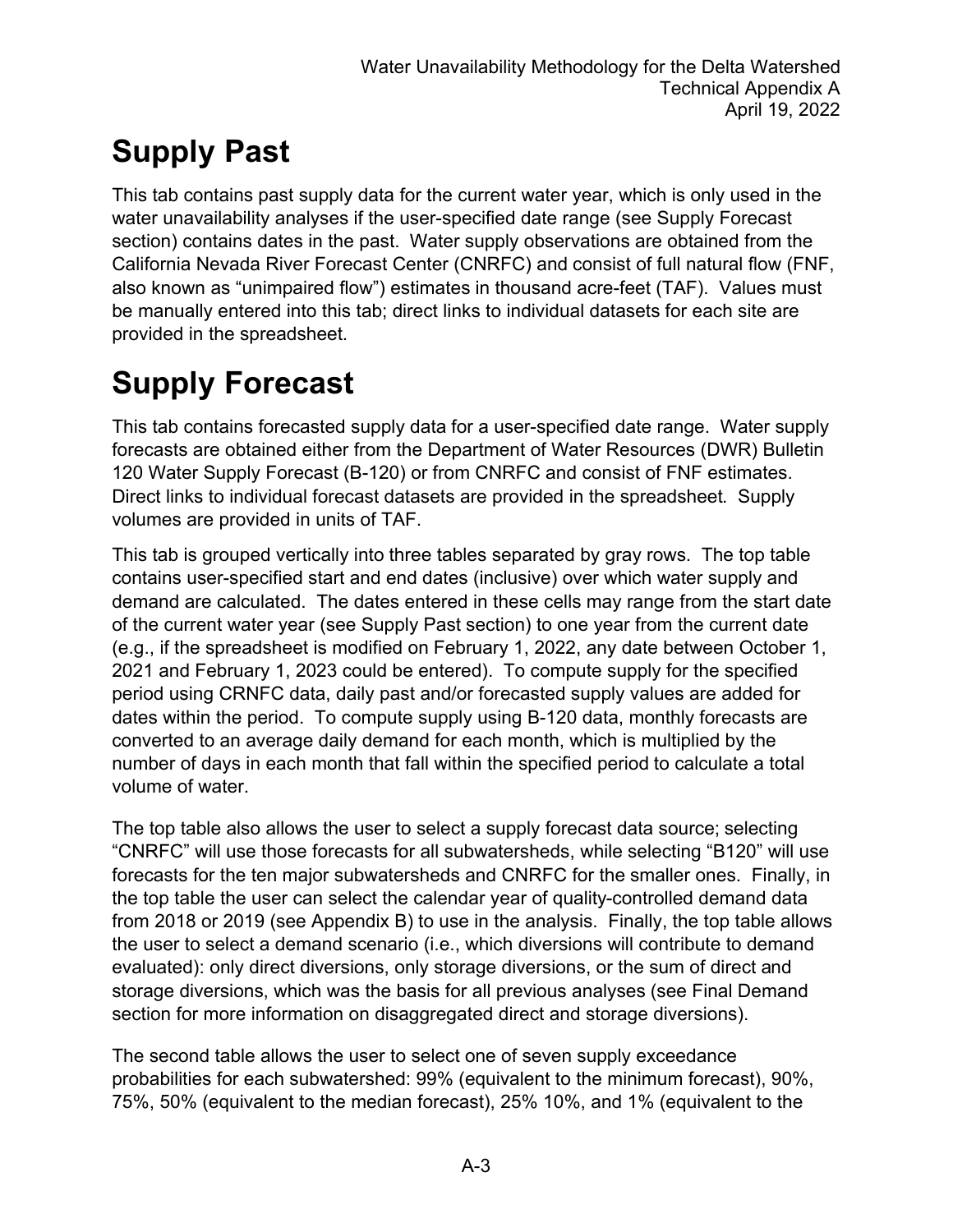# Supply Past

This tab contains past supply data for the current water year, which is only used in the water unavailability analyses if the user-specified date range (see Supply Forecast section) contains dates in the past. Water supply observations are obtained from the California Nevada River Forecast Center (CNRFC) and consist of full natural flow (FNF, also known as "unimpaired flow") estimates in thousand acre-feet (TAF). Values must be manually entered into this tab; direct links to individual datasets for each site are provided in the spreadsheet.

# Supply Forecast

This tab contains forecasted supply data for a user-specified date range. Water supply forecasts are obtained either from the Department of Water Resources (DWR) Bulletin 120 Water Supply Forecast (B-120) or from CNRFC and consist of FNF estimates. Direct links to individual forecast datasets are provided in the spreadsheet. Supply volumes are provided in units of TAF.

This tab is grouped vertically into three tables separated by gray rows. The top table contains user-specified start and end dates (inclusive) over which water supply and demand are calculated. The dates entered in these cells may range from the start date of the current water year (see Supply Past section) to one year from the current date (e.g., if the spreadsheet is modified on February 1, 2022, any date between October 1, 2021 and February 1, 2023 could be entered). To compute supply for the specified period using CRNFC data, daily past and/or forecasted supply values are added for dates within the period. To compute supply using B-120 data, monthly forecasts are converted to an average daily demand for each month, which is multiplied by the number of days in each month that fall within the specified period to calculate a total volume of water.

The top table also allows the user to select a supply forecast data source; selecting "CNRFC" will use those forecasts for all subwatersheds, while selecting "B120" will use forecasts for the ten major subwatersheds and CNRFC for the smaller ones. Finally, in the top table the user can select the calendar year of quality-controlled demand data from 2018 or 2019 (see Appendix B) to use in the analysis. Finally, the top table allows the user to select a demand scenario (i.e., which diversions will contribute to demand evaluated): only direct diversions, only storage diversions, or the sum of direct and storage diversions, which was the basis for all previous analyses (see Final Demand section for more information on disaggregated direct and storage diversions).

The second table allows the user to select one of seven supply exceedance probabilities for each subwatershed: 99% (equivalent to the minimum forecast), 90%, 75%, 50% (equivalent to the median forecast), 25% 10%, and 1% (equivalent to the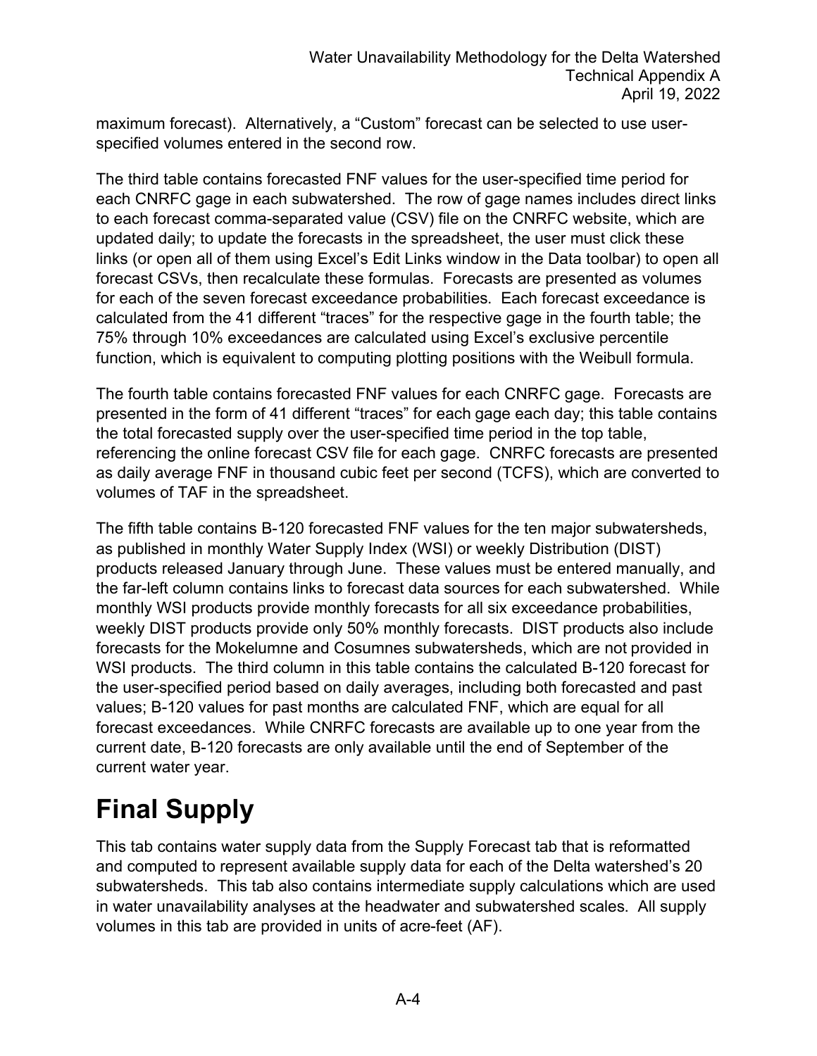maximum forecast). Alternatively, a "Custom" forecast can be selected to use user-specified volumes entered in the second row.

The third table contains forecasted FNF values for the user-specified time period for each CNRFC gage in each subwatershed. The row of gage names includes direct links to each forecast comma-separated value (CSV) file on the CNRFC website, which are updated daily; to update the forecasts in the spreadsheet, the user must click these links (or open all of them using Excel's Edit Links window in the Data toolbar) to open all forecast CSVs, then recalculate these formulas. Forecasts are presented as volumes for each of the seven forecast exceedance probabilities. Each forecast exceedance is calculated from the 41 different "traces" for the respective gage in the fourth table; the 75% through 10% exceedances are calculated using Excel's exclusive percentile function, which is equivalent to computing plotting positions with the Weibull formula.

The fourth table contains forecasted FNF values for each CNRFC gage. Forecasts are presented in the form of 41 different "traces" for each gage each day; this table contains the total forecasted supply over the user-specified time period in the top table, referencing the online forecast CSV file for each gage. CNRFC forecasts are presented as daily average FNF in thousand cubic feet per second (TCFS), which are converted to volumes of TAF in the spreadsheet.

The fifth table contains B-120 forecasted FNF values for the ten major subwatersheds, as published in monthly Water Supply Index (WSI) or weekly Distribution (DIST) products released January through June. These values must be entered manually, and the far-left column contains links to forecast data sources for each subwatershed. While monthly WSI products provide monthly forecasts for all six exceedance probabilities, weekly DIST products provide only 50% monthly forecasts. DIST products also include forecasts for the Mokelumne and Cosumnes subwatersheds, which are not provided in WSI products. The third column in this table contains the calculated B-120 forecast for the user-specified period based on daily averages, including both forecasted and past values; B-120 values for past months are calculated FNF, which are equal for all forecast exceedances. While CNRFC forecasts are available up to one year from the current date, B-120 forecasts are only available until the end of September of the current water year.

# Final Supply

This tab contains water supply data from the Supply Forecast tab that is reformatted and computed to represent available supply data for each of the Delta watershed's 20 subwatersheds. This tab also contains intermediate supply calculations which are used in water unavailability analyses at the headwater and subwatershed scales. All supply volumes in this tab are provided in units of acre-feet (AF).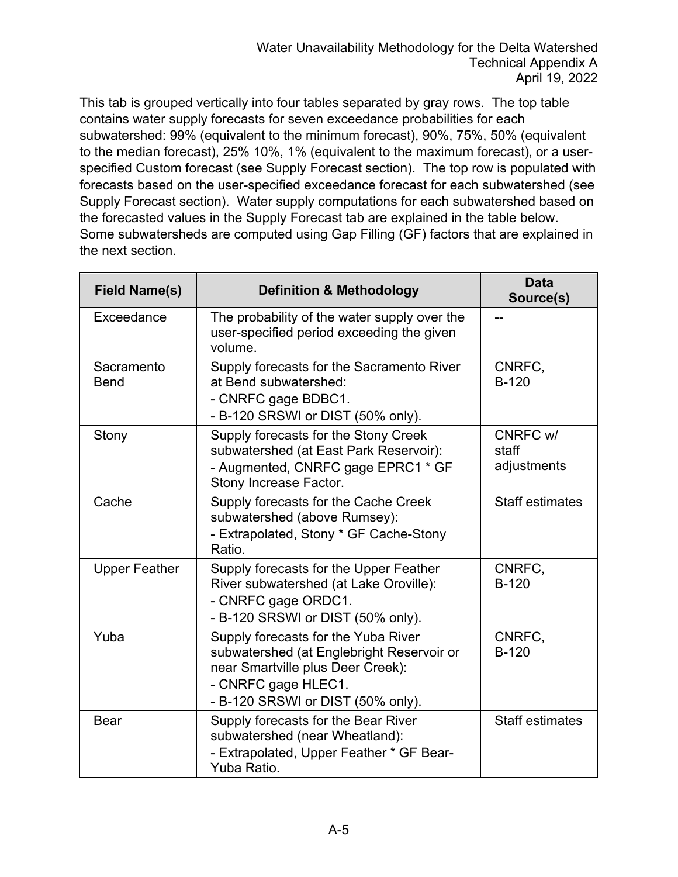This tab is grouped vertically into four tables separated by gray rows. The top table contains water supply forecasts for seven exceedance probabilities for each subwatershed: 99% (equivalent to the minimum forecast), 90%, 75%, 50% (equivalent to the median forecast), 25% 10%, 1% (equivalent to the maximum forecast), or a user-specified Custom forecast (see Supply Forecast section). The top row is populated with forecasts based on the user-specified exceedance forecast for each subwatershed (see Supply Forecast section). Water supply computations for each subwatershed based on the forecasted values in the Supply Forecast tab are explained in the table below. Some subwatersheds are computed using Gap Filling (GF) factors that are explained in the next section.

| Field Name(s) | Definition & Methodology | Data Source(s) |
|---|---|---|
| Exceedance | The probability of the water supply over the user-specified period exceeding the given volume. | -- |
| Sacramento Bend | Supply forecasts for the Sacramento River at Bend subwatershed:<br>- CNRFC gage BDBC1.<br>- B-120 SRSWI or DIST (50% only). | CNRFC,<br>B-120 |
| Stony | Supply forecasts for the Stony Creek subwatershed (at East Park Reservoir):<br>- Augmented, CNRFC gage EPRC1 * GF Stony Increase Factor. | CNRFC w/ staff adjustments |
| Cache | Supply forecasts for the Cache Creek subwatershed (above Rumsey):<br>- Extrapolated, Stony * GF Cache-Stony Ratio. | Staff estimates |
| Upper Feather | Supply forecasts for the Upper Feather River subwatershed (at Lake Oroville):<br>- CNRFC gage ORDC1.<br>- B-120 SRSWI or DIST (50% only). | CNRFC,<br>B-120 |
| Yuba | Supply forecasts for the Yuba River subwatershed (at Englebright Reservoir or near Smartville plus Deer Creek):<br>- CNRFC gage HLEC1.<br>- B-120 SRSWI or DIST (50% only). | CNRFC,<br>B-120 |
| Bear | Supply forecasts for the Bear River subwatershed (near Wheatland):<br>- Extrapolated, Upper Feather * GF Bear-Yuba Ratio. | Staff estimates |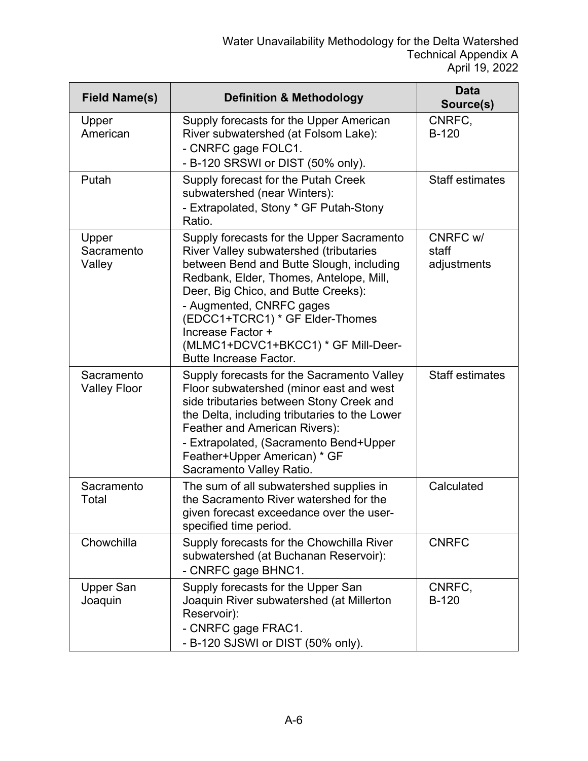| Field Name(s) | Definition & Methodology | Data Source(s) |
|---|---|---|
| Upper American | Supply forecasts for the Upper American River subwatershed (at Folsom Lake):<br>- CNRFC gage FOLC1.<br>- B-120 SRSWI or DIST (50% only). | CNRFC, B-120 |
| Putah | Supply forecast for the Putah Creek subwatershed (near Winters):<br>- Extrapolated, Stony * GF Putah-Stony Ratio. | Staff estimates |
| Upper Sacramento Valley | Supply forecasts for the Upper Sacramento River Valley subwatershed (tributaries between Bend and Butte Slough, including Redbank, Elder, Thomes, Antelope, Mill, Deer, Big Chico, and Butte Creeks):<br>- Augmented, CNRFC gages (EDCC1+TCRC1) * GF Elder-Thomes Increase Factor + (MLMC1+DCVC1+BKCC1) * GF Mill-Deer-Butte Increase Factor. | CNRFC w/ staff adjustments |
| Sacramento Valley Floor | Supply forecasts for the Sacramento Valley Floor subwatershed (minor east and west side tributaries between Stony Creek and the Delta, including tributaries to the Lower Feather and American Rivers):<br>- Extrapolated, (Sacramento Bend+Upper Feather+Upper American) * GF Sacramento Valley Ratio. | Staff estimates |
| Sacramento Total | The sum of all subwatershed supplies in the Sacramento River watershed for the given forecast exceedance over the user-specified time period. | Calculated |
| Chowchilla | Supply forecasts for the Chowchilla River subwatershed (at Buchanan Reservoir):<br>- CNRFC gage BHNC1. | CNRFC |
| Upper San Joaquin | Supply forecasts for the Upper San Joaquin River subwatershed (at Millerton Reservoir):<br>- CNRFC gage FRAC1.<br>- B-120 SJSWI or DIST (50% only). | CNRFC, B-120 |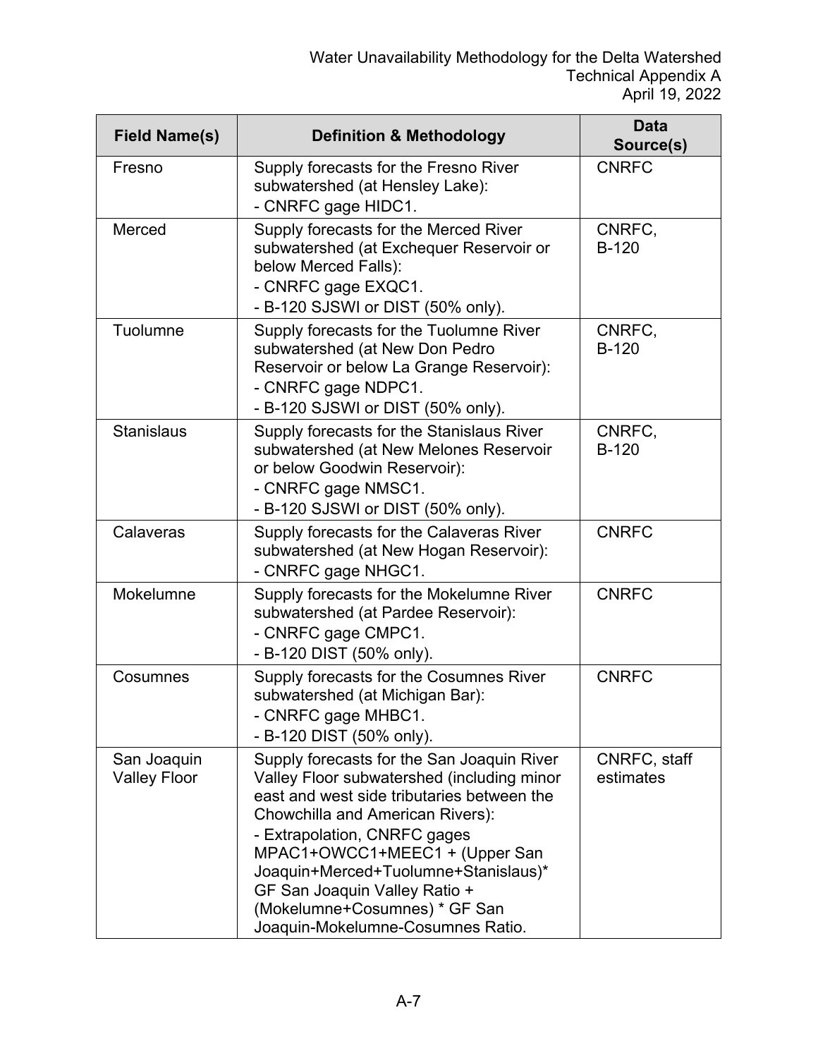| Field Name(s) | Definition & Methodology | Data Source(s) |
|---|---|---|
| Fresno | Supply forecasts for the Fresno River subwatershed (at Hensley Lake):<br>- CNRFC gage HIDC1. | CNRFC |
| Merced | Supply forecasts for the Merced River subwatershed (at Exchequer Reservoir or below Merced Falls):<br>- CNRFC gage EXQC1.<br>- B-120 SJSWI or DIST (50% only). | CNRFC, B-120 |
| Tuolumne | Supply forecasts for the Tuolumne River subwatershed (at New Don Pedro Reservoir or below La Grange Reservoir):<br>- CNRFC gage NDPC1.<br>- B-120 SJSWI or DIST (50% only). | CNRFC, B-120 |
| Stanislaus | Supply forecasts for the Stanislaus River subwatershed (at New Melones Reservoir or below Goodwin Reservoir):<br>- CNRFC gage NMSC1.<br>- B-120 SJSWI or DIST (50% only). | CNRFC, B-120 |
| Calaveras | Supply forecasts for the Calaveras River subwatershed (at New Hogan Reservoir):<br>- CNRFC gage NHGC1. | CNRFC |
| Mokelumne | Supply forecasts for the Mokelumne River subwatershed (at Pardee Reservoir):<br>- CNRFC gage CMPC1.<br>- B-120 DIST (50% only). | CNRFC |
| Cosumnes | Supply forecasts for the Cosumnes River subwatershed (at Michigan Bar):<br>- CNRFC gage MHBC1.<br>- B-120 DIST (50% only). | CNRFC |
| San Joaquin Valley Floor | Supply forecasts for the San Joaquin River Valley Floor subwatershed (including minor east and west side tributaries between the Chowchilla and American Rivers):<br>- Extrapolation, CNRFC gages MPAC1+OWCC1+MEEC1 + (Upper San Joaquin+Merced+Tuolumne+Stanislaus)* GF San Joaquin Valley Ratio + (Mokelumne+Cosumnes) * GF San Joaquin-Mokelumne-Cosumnes Ratio. | CNRFC, staff estimates |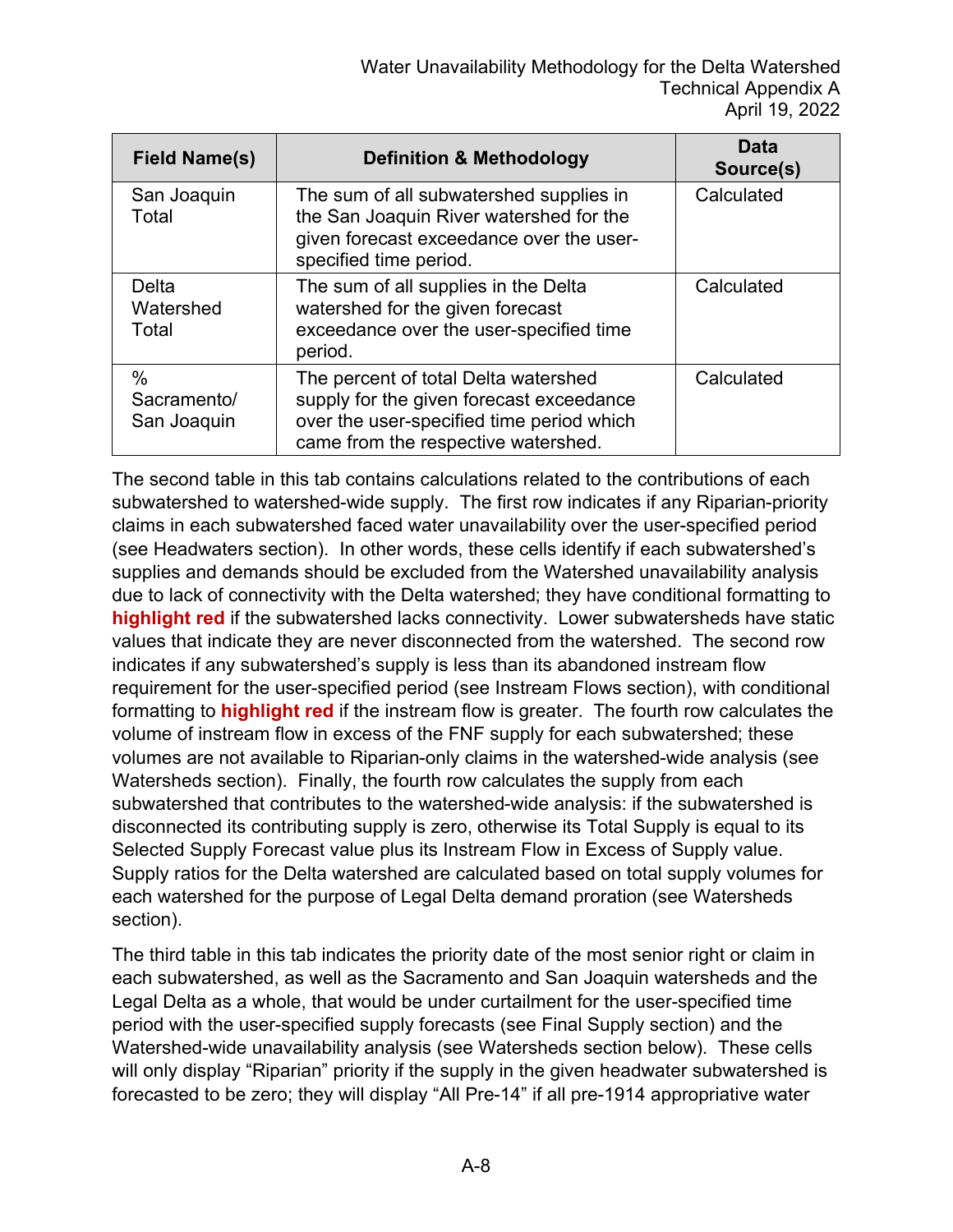| Field Name(s) | Definition & Methodology | Data Source(s) |
|---|---|---|
| San Joaquin Total | The sum of all subwatershed supplies in the San Joaquin River watershed for the given forecast exceedance over the user-specified time period. | Calculated |
| Delta Watershed Total | The sum of all supplies in the Delta watershed for the given forecast exceedance over the user-specified time period. | Calculated |
| % Sacramento/ San Joaquin | The percent of total Delta watershed supply for the given forecast exceedance over the user-specified time period which came from the respective watershed. | Calculated |

The second table in this tab contains calculations related to the contributions of each subwatershed to watershed-wide supply. The first row indicates if any Riparian-priority claims in each subwatershed faced water unavailability over the user-specified period (see Headwaters section). In other words, these cells identify if each subwatershed's supplies and demands should be excluded from the Watershed unavailability analysis due to lack of connectivity with the Delta watershed; they have conditional formatting to **highlight red** if the subwatershed lacks connectivity. Lower subwatersheds have static values that indicate they are never disconnected from the watershed. The second row indicates if any subwatershed's supply is less than its abandoned instream flow requirement for the user-specified period (see Instream Flows section), with conditional formatting to **highlight red** if the instream flow is greater. The fourth row calculates the volume of instream flow in excess of the FNF supply for each subwatershed; these volumes are not available to Riparian-only claims in the watershed-wide analysis (see Watersheds section). Finally, the fourth row calculates the supply from each subwatershed that contributes to the watershed-wide analysis: if the subwatershed is disconnected its contributing supply is zero, otherwise its Total Supply is equal to its Selected Supply Forecast value plus its Instream Flow in Excess of Supply value. Supply ratios for the Delta watershed are calculated based on total supply volumes for each watershed for the purpose of Legal Delta demand proration (see Watersheds section).

The third table in this tab indicates the priority date of the most senior right or claim in each subwatershed, as well as the Sacramento and San Joaquin watersheds and the Legal Delta as a whole, that would be under curtailment for the user-specified time period with the user-specified supply forecasts (see Final Supply section) and the Watershed-wide unavailability analysis (see Watersheds section below). These cells will only display "Riparian" priority if the supply in the given headwater subwatershed is forecasted to be zero; they will display "All Pre-14" if all pre-1914 appropriative water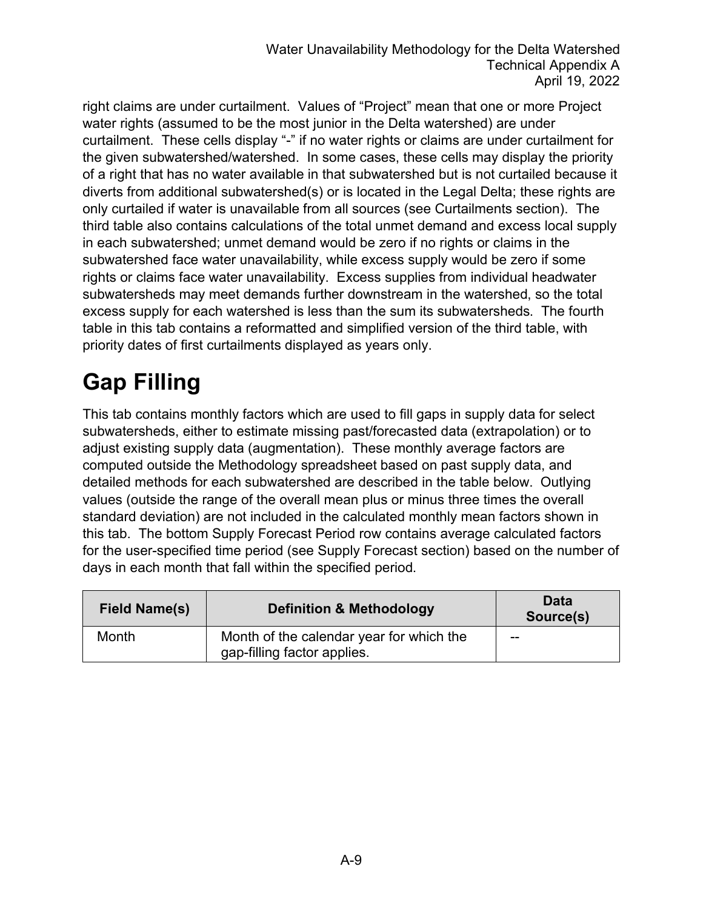right claims are under curtailment. Values of "Project" mean that one or more Project water rights (assumed to be the most junior in the Delta watershed) are under curtailment. These cells display "-" if no water rights or claims are under curtailment for the given subwatershed/watershed. In some cases, these cells may display the priority of a right that has no water available in that subwatershed but is not curtailed because it diverts from additional subwatershed(s) or is located in the Legal Delta; these rights are only curtailed if water is unavailable from all sources (see Curtailments section). The third table also contains calculations of the total unmet demand and excess local supply in each subwatershed; unmet demand would be zero if no rights or claims in the subwatershed face water unavailability, while excess supply would be zero if some rights or claims face water unavailability. Excess supplies from individual headwater subwatersheds may meet demands further downstream in the watershed, so the total excess supply for each watershed is less than the sum its subwatersheds. The fourth table in this tab contains a reformatted and simplified version of the third table, with priority dates of first curtailments displayed as years only.

# Gap Filling

This tab contains monthly factors which are used to fill gaps in supply data for select subwatersheds, either to estimate missing past/forecasted data (extrapolation) or to adjust existing supply data (augmentation). These monthly average factors are computed outside the Methodology spreadsheet based on past supply data, and detailed methods for each subwatershed are described in the table below. Outlying values (outside the range of the overall mean plus or minus three times the overall standard deviation) are not included in the calculated monthly mean factors shown in this tab. The bottom Supply Forecast Period row contains average calculated factors for the user-specified time period (see Supply Forecast section) based on the number of days in each month that fall within the specified period.

| Field Name(s) | Definition & Methodology | Data Source(s) |
|---|---|---|
| Month | Month of the calendar year for which the gap-filling factor applies. | -- |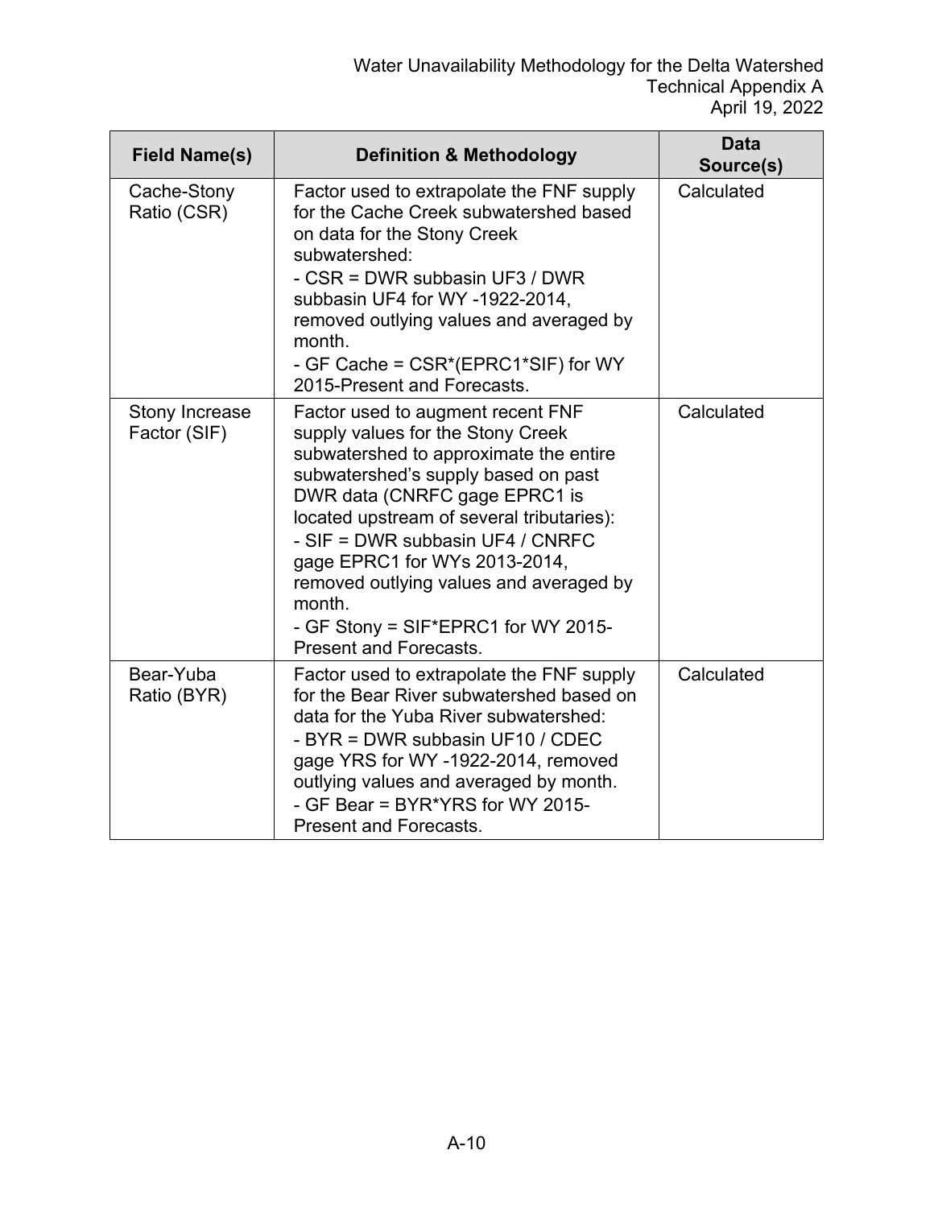| Field Name(s) | Definition & Methodology | Data Source(s) |
|---|---|---|
| Cache-Stony Ratio (CSR) | Factor used to extrapolate the FNF supply for the Cache Creek subwatershed based on data for the Stony Creek subwatershed:<br>- CSR = DWR subbasin UF3 / DWR subbasin UF4 for WY -1922-2014, removed outlying values and averaged by month.<br>- GF Cache = CSR*(EPRC1*SIF) for WY 2015-Present and Forecasts. | Calculated |
| Stony Increase Factor (SIF) | Factor used to augment recent FNF supply values for the Stony Creek subwatershed to approximate the entire subwatershed's supply based on past DWR data (CNRFC gage EPRC1 is located upstream of several tributaries):<br>- SIF = DWR subbasin UF4 / CNRFC gage EPRC1 for WYs 2013-2014, removed outlying values and averaged by month.<br>- GF Stony = SIF*EPRC1 for WY 2015-Present and Forecasts. | Calculated |
| Bear-Yuba Ratio (BYR) | Factor used to extrapolate the FNF supply for the Bear River subwatershed based on data for the Yuba River subwatershed:<br>- BYR = DWR subbasin UF10 / CDEC gage YRS for WY -1922-2014, removed outlying values and averaged by month.<br>- GF Bear = BYR*YRS for WY 2015-Present and Forecasts. | Calculated |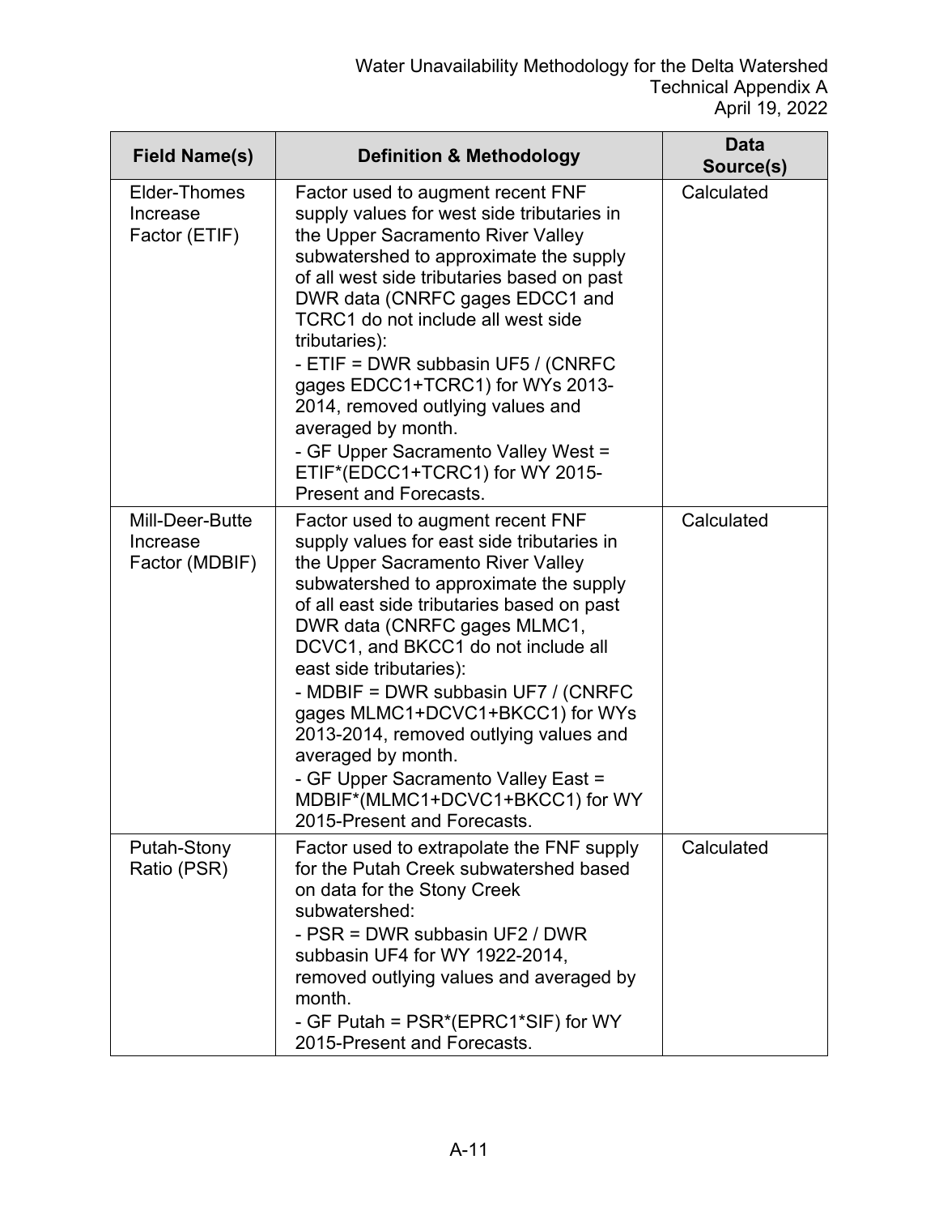| Field Name(s) | Definition & Methodology | Data Source(s) |
| --- | --- | --- |
| Elder-Thomes Increase Factor (ETIF) | Factor used to augment recent FNF supply values for west side tributaries in the Upper Sacramento River Valley subwatershed to approximate the supply of all west side tributaries based on past DWR data (CNRFC gages EDCC1 and TCRC1 do not include all west side tributaries):<br>- ETIF = DWR subbasin UF5 / (CNRFC gages EDCC1+TCRC1) for WYs 2013-2014, removed outlying values and averaged by month.<br>- GF Upper Sacramento Valley West = ETIF*(EDCC1+TCRC1) for WY 2015-Present and Forecasts. | Calculated |
| Mill-Deer-Butte Increase Factor (MDBIF) | Factor used to augment recent FNF supply values for east side tributaries in the Upper Sacramento River Valley subwatershed to approximate the supply of all east side tributaries based on past DWR data (CNRFC gages MLMC1, DCVC1, and BKCC1 do not include all east side tributaries):<br>- MDBIF = DWR subbasin UF7 / (CNRFC gages MLMC1+DCVC1+BKCC1) for WYs 2013-2014, removed outlying values and averaged by month.<br>- GF Upper Sacramento Valley East = MDBIF*(MLMC1+DCVC1+BKCC1) for WY 2015-Present and Forecasts. | Calculated |
| Putah-Stony Ratio (PSR) | Factor used to extrapolate the FNF supply for the Putah Creek subwatershed based on data for the Stony Creek subwatershed:<br>- PSR = DWR subbasin UF2 / DWR subbasin UF4 for WY 1922-2014, removed outlying values and averaged by month.<br>- GF Putah = PSR*(EPRC1*SIF) for WY 2015-Present and Forecasts. | Calculated |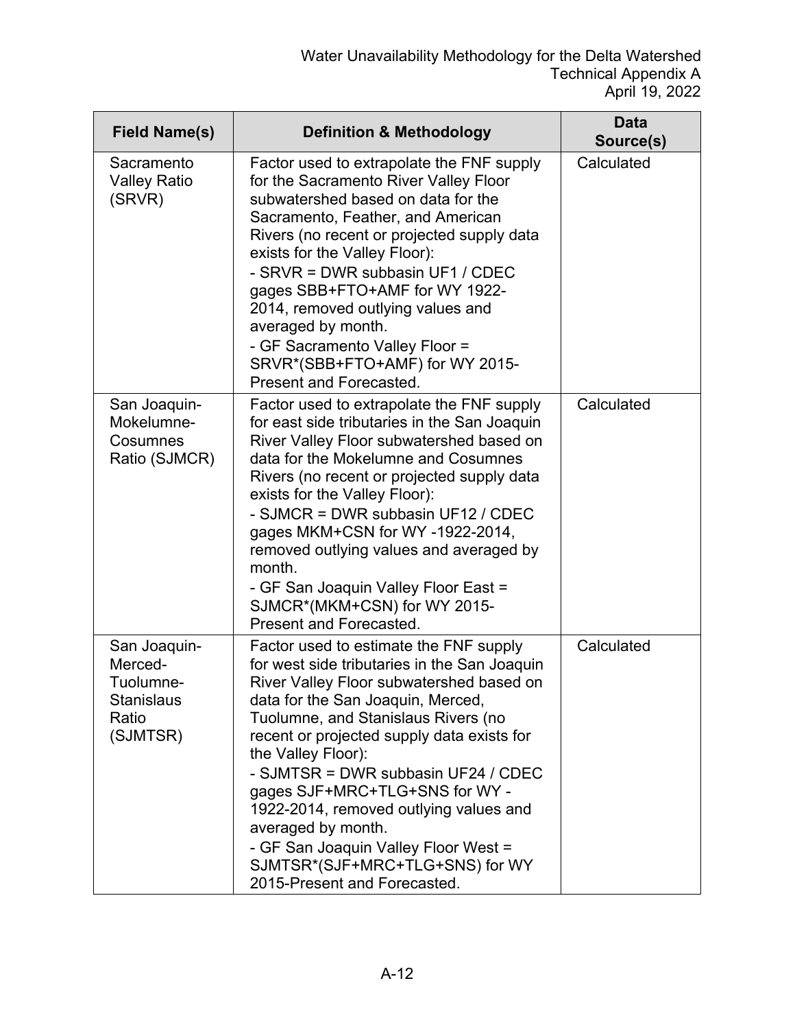| Field Name(s) | Definition & Methodology | Data Source(s) |
|---|---|---|
| Sacramento Valley Ratio (SRVR) | Factor used to extrapolate the FNF supply for the Sacramento River Valley Floor subwatershed based on data for the Sacramento, Feather, and American Rivers (no recent or projected supply data exists for the Valley Floor):<br>- SRVR = DWR subbasin UF1 / CDEC gages SBB+FTO+AMF for WY 1922-2014, removed outlying values and averaged by month.<br>- GF Sacramento Valley Floor = SRVR*(SBB+FTO+AMF) for WY 2015-Present and Forecasted. | Calculated |
| San Joaquin-Mokelumne-Cosumnes Ratio (SJMCR) | Factor used to extrapolate the FNF supply for east side tributaries in the San Joaquin River Valley Floor subwatershed based on data for the Mokelumne and Cosumnes Rivers (no recent or projected supply data exists for the Valley Floor):<br>- SJMCR = DWR subbasin UF12 / CDEC gages MKM+CSN for WY -1922-2014, removed outlying values and averaged by month.<br>- GF San Joaquin Valley Floor East = SJMCR*(MKM+CSN) for WY 2015-Present and Forecasted. | Calculated |
| San Joaquin-Merced-Tuolumne-Stanislaus Ratio (SJMTSR) | Factor used to estimate the FNF supply for west side tributaries in the San Joaquin River Valley Floor subwatershed based on data for the San Joaquin, Merced, Tuolumne, and Stanislaus Rivers (no recent or projected supply data exists for the Valley Floor):<br>- SJMTSR = DWR subbasin UF24 / CDEC gages SJF+MRC+TLG+SNS for WY -1922-2014, removed outlying values and averaged by month.<br>- GF San Joaquin Valley Floor West = SJMTSR*(SJF+MRC+TLG+SNS) for WY 2015-Present and Forecasted. | Calculated |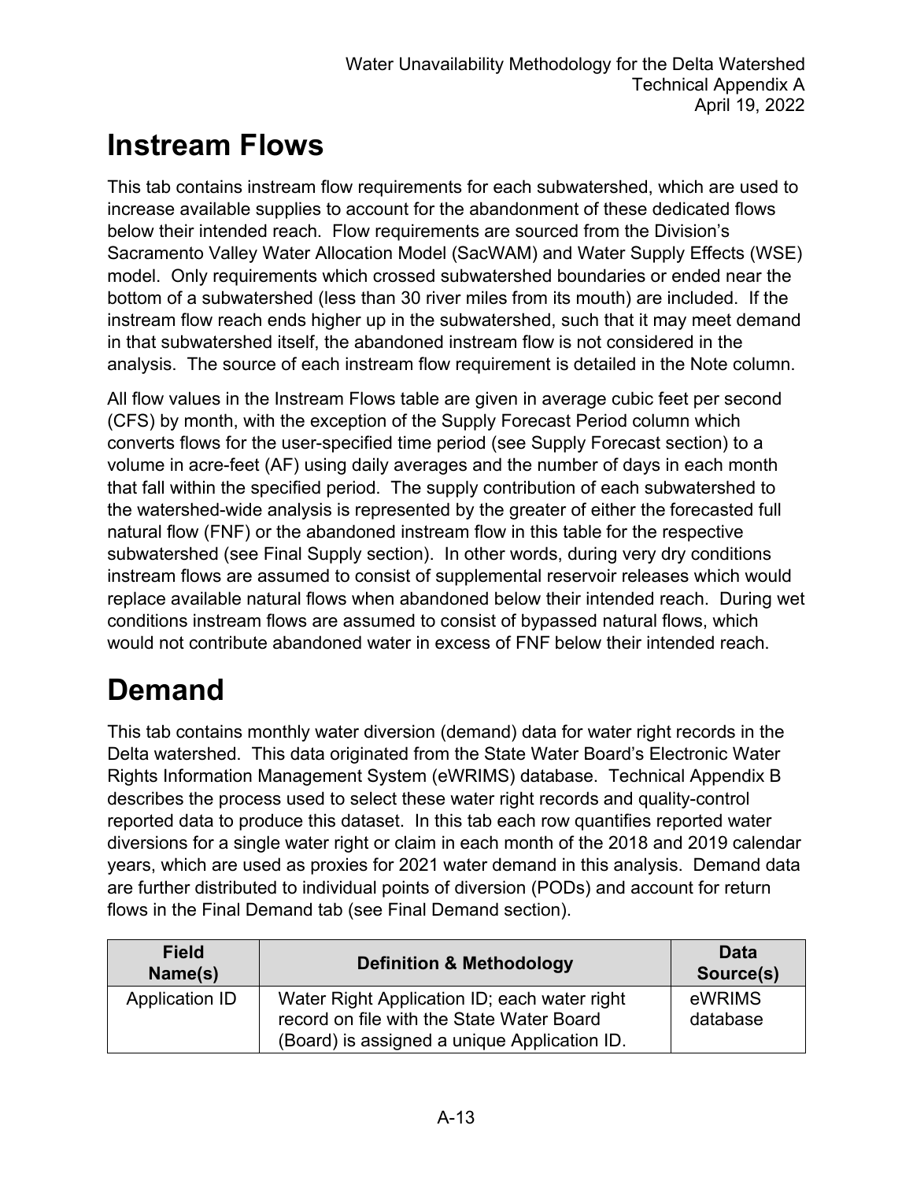# Instream Flows

This tab contains instream flow requirements for each subwatershed, which are used to increase available supplies to account for the abandonment of these dedicated flows below their intended reach. Flow requirements are sourced from the Division's Sacramento Valley Water Allocation Model (SacWAM) and Water Supply Effects (WSE) model. Only requirements which crossed subwatershed boundaries or ended near the bottom of a subwatershed (less than 30 river miles from its mouth) are included. If the instream flow reach ends higher up in the subwatershed, such that it may meet demand in that subwatershed itself, the abandoned instream flow is not considered in the analysis. The source of each instream flow requirement is detailed in the Note column.

All flow values in the Instream Flows table are given in average cubic feet per second (CFS) by month, with the exception of the Supply Forecast Period column which converts flows for the user-specified time period (see Supply Forecast section) to a volume in acre-feet (AF) using daily averages and the number of days in each month that fall within the specified period. The supply contribution of each subwatershed to the watershed-wide analysis is represented by the greater of either the forecasted full natural flow (FNF) or the abandoned instream flow in this table for the respective subwatershed (see Final Supply section). In other words, during very dry conditions instream flows are assumed to consist of supplemental reservoir releases which would replace available natural flows when abandoned below their intended reach. During wet conditions instream flows are assumed to consist of bypassed natural flows, which would not contribute abandoned water in excess of FNF below their intended reach.

# Demand

This tab contains monthly water diversion (demand) data for water right records in the Delta watershed. This data originated from the State Water Board's Electronic Water Rights Information Management System (eWRIMS) database. Technical Appendix B describes the process used to select these water right records and quality-control reported data to produce this dataset. In this tab each row quantifies reported water diversions for a single water right or claim in each month of the 2018 and 2019 calendar years, which are used as proxies for 2021 water demand in this analysis. Demand data are further distributed to individual points of diversion (PODs) and account for return flows in the Final Demand tab (see Final Demand section).

| Field Name(s) | Definition & Methodology | Data Source(s) |
|---|---|---|
| Application ID | Water Right Application ID; each water right record on file with the State Water Board (Board) is assigned a unique Application ID. | eWRIMS database |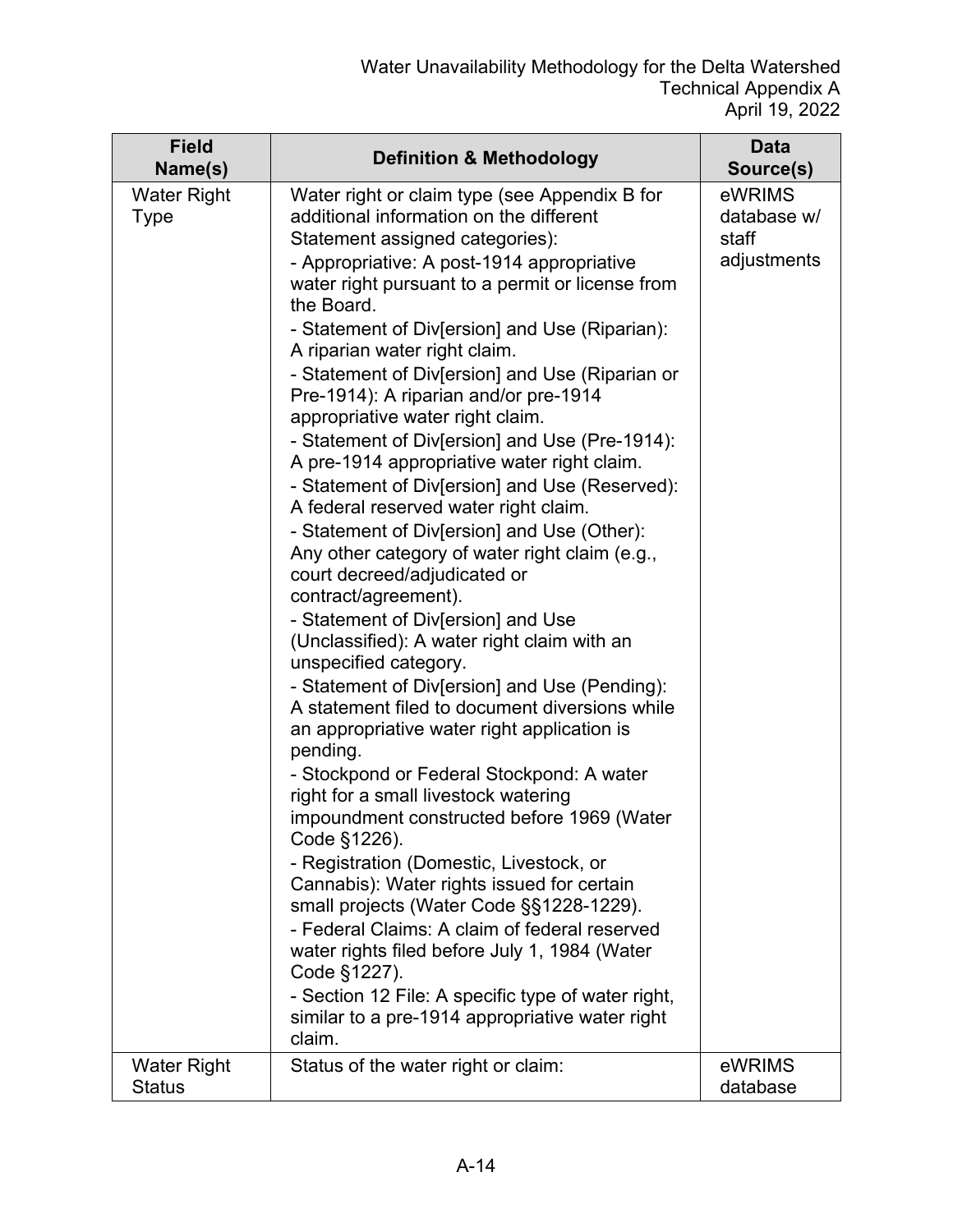| Field Name(s) | Definition & Methodology | Data Source(s) |
|---|---|---|
| Water Right Type | Water right or claim type (see Appendix B for additional information on the different Statement assigned categories):<br>- Appropriative: A post-1914 appropriative water right pursuant to a permit or license from the Board.<br>- Statement of Div[ersion] and Use (Riparian): A riparian water right claim.<br>- Statement of Div[ersion] and Use (Riparian or Pre-1914): A riparian and/or pre-1914 appropriative water right claim.<br>- Statement of Div[ersion] and Use (Pre-1914): A pre-1914 appropriative water right claim.<br>- Statement of Div[ersion] and Use (Reserved): A federal reserved water right claim.<br>- Statement of Div[ersion] and Use (Other): Any other category of water right claim (e.g., court decreed/adjudicated or contract/agreement).<br>- Statement of Div[ersion] and Use (Unclassified): A water right claim with an unspecified category.<br>- Statement of Div[ersion] and Use (Pending): A statement filed to document diversions while an appropriative water right application is pending.<br>- Stockpond or Federal Stockpond: A water right for a small livestock watering impoundment constructed before 1969 (Water Code §1226).<br>- Registration (Domestic, Livestock, or Cannabis): Water rights issued for certain small projects (Water Code §§1228-1229).<br>- Federal Claims: A claim of federal reserved water rights filed before July 1, 1984 (Water Code §1227).<br>- Section 12 File: A specific type of water right, similar to a pre-1914 appropriative water right claim. | eWRIMS database w/ staff adjustments |
| Water Right Status | Status of the water right or claim: | eWRIMS database |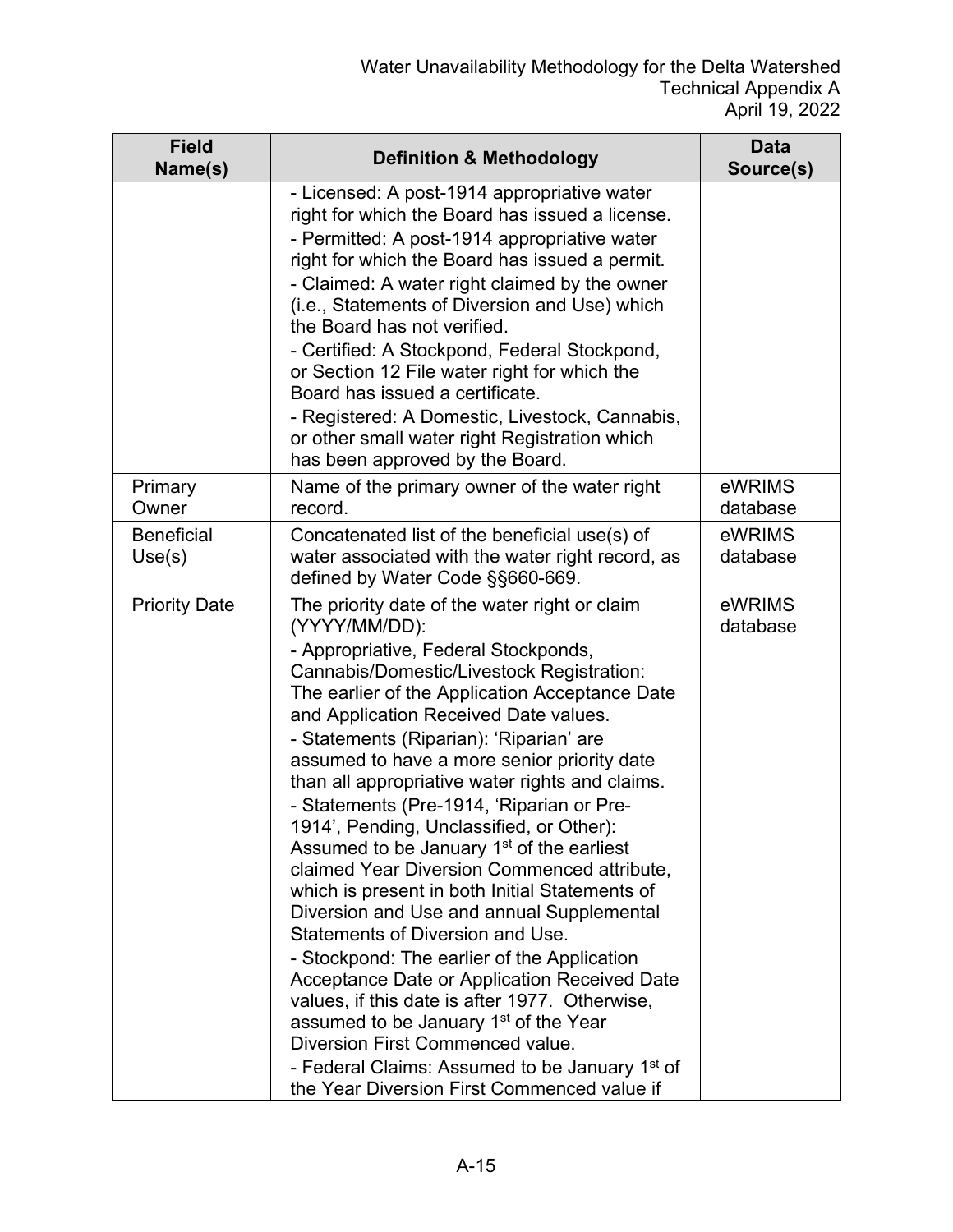| Field Name(s) | Definition & Methodology | Data Source(s) |
|---|---|---|
| | - Licensed: A post-1914 appropriative water right for which the Board has issued a license.<br>- Permitted: A post-1914 appropriative water right for which the Board has issued a permit.<br>- Claimed: A water right claimed by the owner (i.e., Statements of Diversion and Use) which the Board has not verified.<br>- Certified: A Stockpond, Federal Stockpond, or Section 12 File water right for which the Board has issued a certificate.<br>- Registered: A Domestic, Livestock, Cannabis, or other small water right Registration which has been approved by the Board. | |
| Primary Owner | Name of the primary owner of the water right record. | eWRIMS database |
| Beneficial Use(s) | Concatenated list of the beneficial use(s) of water associated with the water right record, as defined by Water Code §§660-669. | eWRIMS database |
| Priority Date | The priority date of the water right or claim (YYYY/MM/DD):<br>- Appropriative, Federal Stockponds, Cannabis/Domestic/Livestock Registration: The earlier of the Application Acceptance Date and Application Received Date values.<br>- Statements (Riparian): 'Riparian' are assumed to have a more senior priority date than all appropriative water rights and claims.<br>- Statements (Pre-1914, 'Riparian or Pre-1914', Pending, Unclassified, or Other): Assumed to be January 1st of the earliest claimed Year Diversion Commenced attribute, which is present in both Initial Statements of Diversion and Use and annual Supplemental Statements of Diversion and Use.<br>- Stockpond: The earlier of the Application Acceptance Date or Application Received Date values, if this date is after 1977. Otherwise, assumed to be January 1st of the Year Diversion First Commenced value.<br>- Federal Claims: Assumed to be January 1st of the Year Diversion First Commenced value if | eWRIMS database |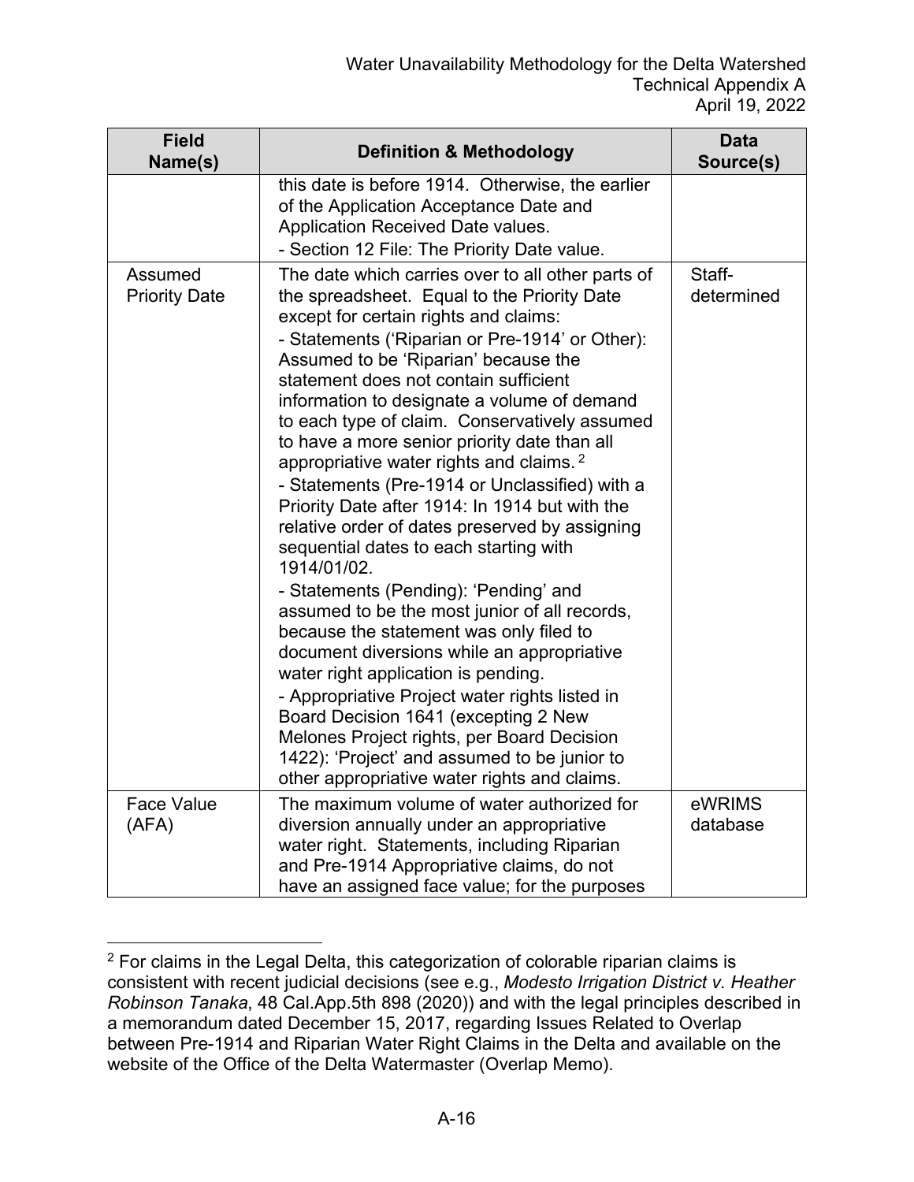| Field Name(s) | Definition & Methodology | Data Source(s) |
|---|---|---|
| | this date is before 1914. Otherwise, the earlier of the Application Acceptance Date and Application Received Date values.<br>- Section 12 File: The Priority Date value. | |
| Assumed Priority Date | The date which carries over to all other parts of the spreadsheet. Equal to the Priority Date except for certain rights and claims:<br>- Statements ('Riparian or Pre-1914' or Other): Assumed to be 'Riparian' because the statement does not contain sufficient information to designate a volume of demand to each type of claim. Conservatively assumed to have a more senior priority date than all appropriative water rights and claims. [2]<br>- Statements (Pre-1914 or Unclassified) with a Priority Date after 1914: In 1914 but with the relative order of dates preserved by assigning sequential dates to each starting with 1914/01/02.<br>- Statements (Pending): 'Pending' and assumed to be the most junior of all records, because the statement was only filed to document diversions while an appropriative water right application is pending.<br>- Appropriative Project water rights listed in Board Decision 1641 (excepting 2 New Melones Project rights, per Board Decision 1422): 'Project' and assumed to be junior to other appropriative water rights and claims. | Staff-determined |
| Face Value (AFA) | The maximum volume of water authorized for diversion annually under an appropriative water right. Statements, including Riparian and Pre-1914 Appropriative claims, do not have an assigned face value; for the purposes | eWRIMS database |

[2] For claims in the Legal Delta, this categorization of colorable riparian claims is consistent with recent judicial decisions (see e.g., *Modesto Irrigation District v. Heather Robinson Tanaka*, 48 Cal.App.5th 898 (2020)) and with the legal principles described in a memorandum dated December 15, 2017, regarding Issues Related to Overlap between Pre-1914 and Riparian Water Right Claims in the Delta and available on the website of the Office of the Delta Watermaster (Overlap Memo).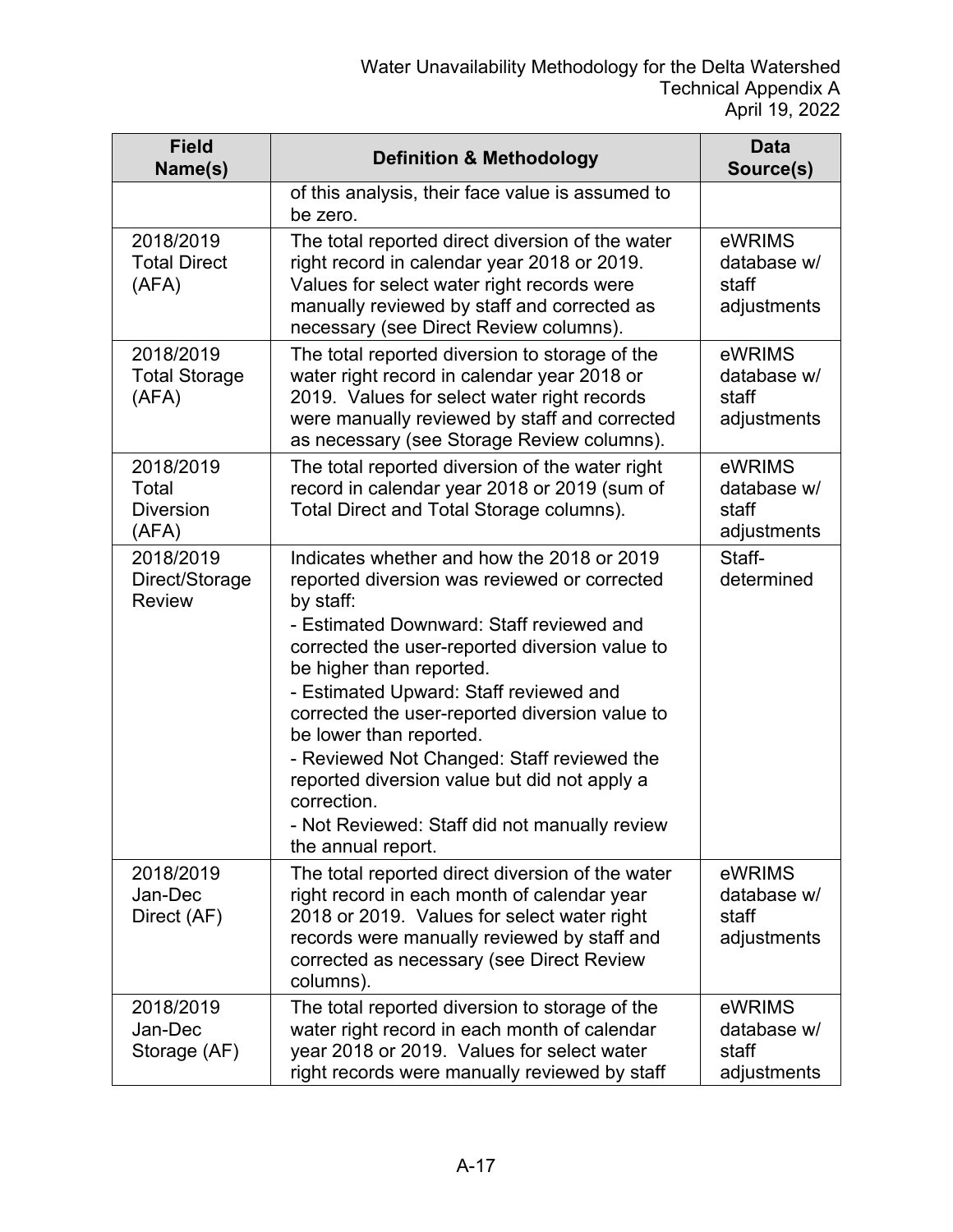| Field Name(s) | Definition & Methodology | Data Source(s) |
| --- | --- | --- |
| | of this analysis, their face value is assumed to be zero. | |
| 2018/2019 Total Direct (AFA) | The total reported direct diversion of the water right record in calendar year 2018 or 2019. Values for select water right records were manually reviewed by staff and corrected as necessary (see Direct Review columns). | eWRIMS database w/ staff adjustments |
| 2018/2019 Total Storage (AFA) | The total reported diversion to storage of the water right record in calendar year 2018 or 2019. Values for select water right records were manually reviewed by staff and corrected as necessary (see Storage Review columns). | eWRIMS database w/ staff adjustments |
| 2018/2019 Total Diversion (AFA) | The total reported diversion of the water right record in calendar year 2018 or 2019 (sum of Total Direct and Total Storage columns). | eWRIMS database w/ staff adjustments |
| 2018/2019 Direct/Storage Review | Indicates whether and how the 2018 or 2019 reported diversion was reviewed or corrected by staff:<br>- Estimated Downward: Staff reviewed and corrected the user-reported diversion value to be higher than reported.<br>- Estimated Upward: Staff reviewed and corrected the user-reported diversion value to be lower than reported.<br>- Reviewed Not Changed: Staff reviewed the reported diversion value but did not apply a correction.<br>- Not Reviewed: Staff did not manually review the annual report. | Staff-determined |
| 2018/2019 Jan-Dec Direct (AF) | The total reported direct diversion of the water right record in each month of calendar year 2018 or 2019. Values for select water right records were manually reviewed by staff and corrected as necessary (see Direct Review columns). | eWRIMS database w/ staff adjustments |
| 2018/2019 Jan-Dec Storage (AF) | The total reported diversion to storage of the water right record in each month of calendar year 2018 or 2019. Values for select water right records were manually reviewed by staff | eWRIMS database w/ staff adjustments |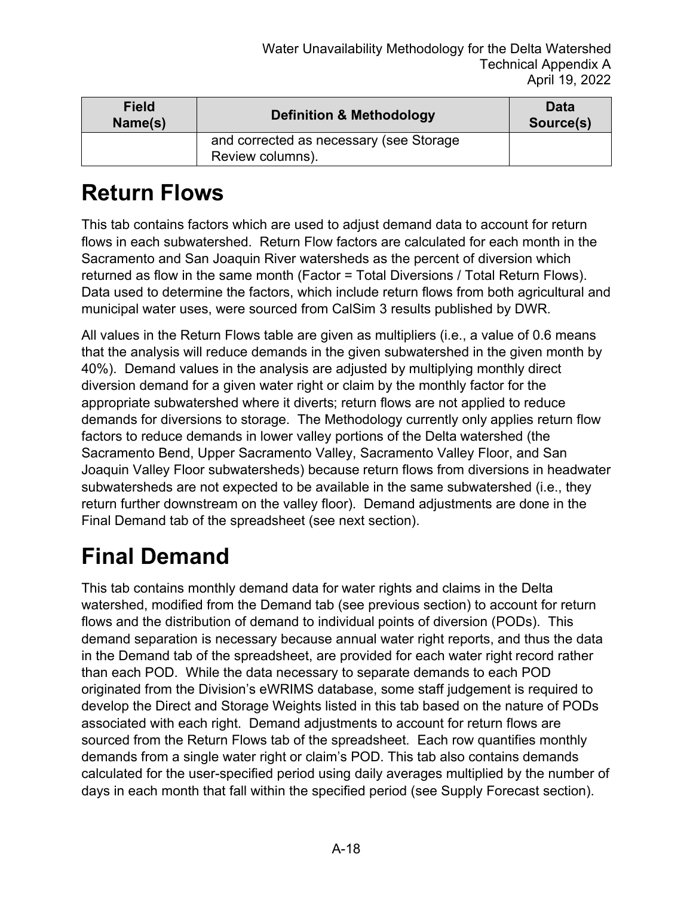| Field Name(s) | Definition & Methodology | Data Source(s) |
| --- | --- | --- |
| | and corrected as necessary (see Storage Review columns). | |

# Return Flows

This tab contains factors which are used to adjust demand data to account for return flows in each subwatershed. Return Flow factors are calculated for each month in the Sacramento and San Joaquin River watersheds as the percent of diversion which returned as flow in the same month (Factor = Total Diversions / Total Return Flows). Data used to determine the factors, which include return flows from both agricultural and municipal water uses, were sourced from CalSim 3 results published by DWR.

All values in the Return Flows table are given as multipliers (i.e., a value of 0.6 means that the analysis will reduce demands in the given subwatershed in the given month by 40%). Demand values in the analysis are adjusted by multiplying monthly direct diversion demand for a given water right or claim by the monthly factor for the appropriate subwatershed where it diverts; return flows are not applied to reduce demands for diversions to storage. The Methodology currently only applies return flow factors to reduce demands in lower valley portions of the Delta watershed (the Sacramento Bend, Upper Sacramento Valley, Sacramento Valley Floor, and San Joaquin Valley Floor subwatersheds) because return flows from diversions in headwater subwatersheds are not expected to be available in the same subwatershed (i.e., they return further downstream on the valley floor). Demand adjustments are done in the Final Demand tab of the spreadsheet (see next section).

# Final Demand

This tab contains monthly demand data for water rights and claims in the Delta watershed, modified from the Demand tab (see previous section) to account for return flows and the distribution of demand to individual points of diversion (PODs). This demand separation is necessary because annual water right reports, and thus the data in the Demand tab of the spreadsheet, are provided for each water right record rather than each POD. While the data necessary to separate demands to each POD originated from the Division's eWRIMS database, some staff judgement is required to develop the Direct and Storage Weights listed in this tab based on the nature of PODs associated with each right. Demand adjustments to account for return flows are sourced from the Return Flows tab of the spreadsheet. Each row quantifies monthly demands from a single water right or claim's POD. This tab also contains demands calculated for the user-specified period using daily averages multiplied by the number of days in each month that fall within the specified period (see Supply Forecast section).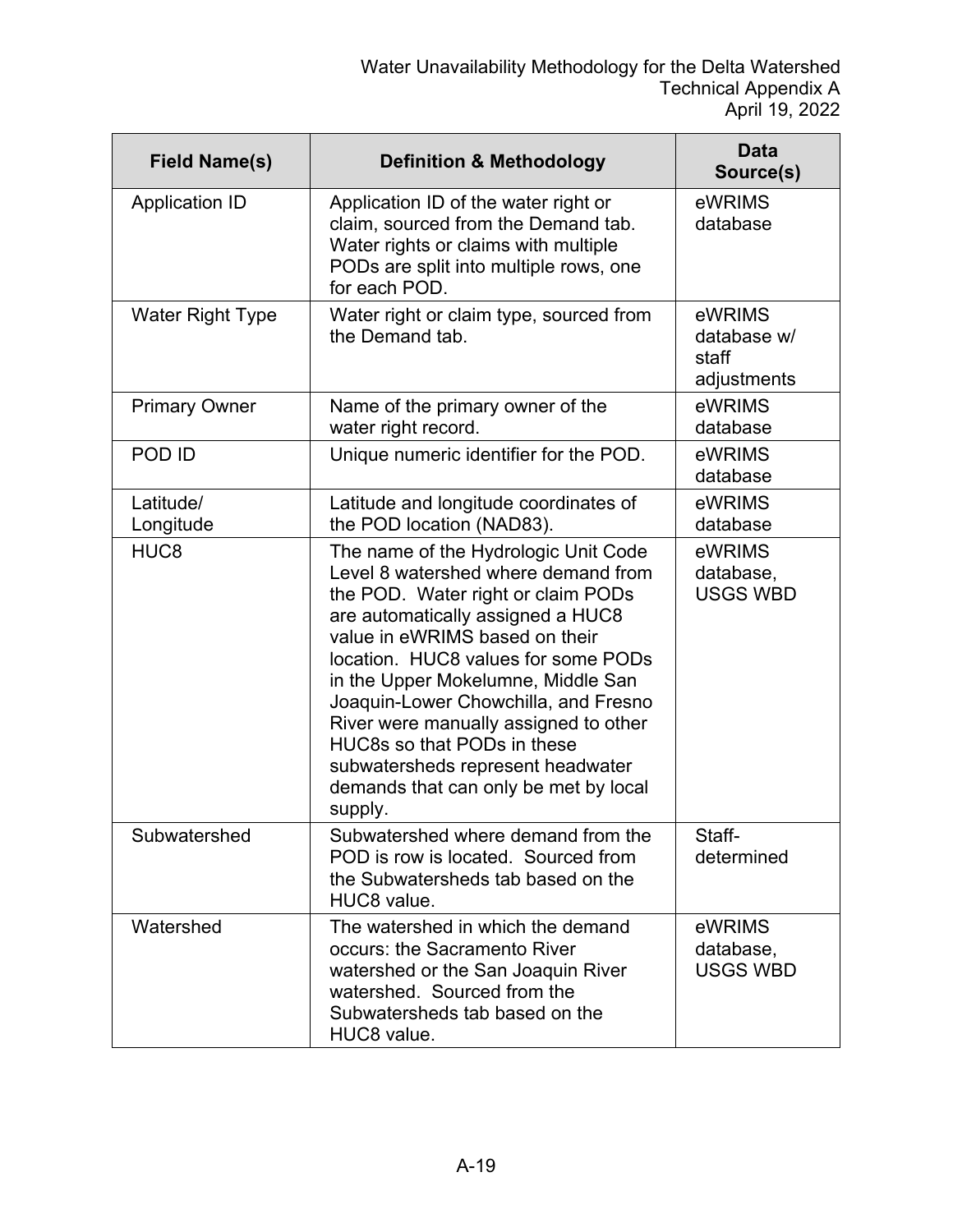| Field Name(s) | Definition & Methodology | Data Source(s) |
|---|---|---|
| Application ID | Application ID of the water right or claim, sourced from the Demand tab. Water rights or claims with multiple PODs are split into multiple rows, one for each POD. | eWRIMS database |
| Water Right Type | Water right or claim type, sourced from the Demand tab. | eWRIMS database w/ staff adjustments |
| Primary Owner | Name of the primary owner of the water right record. | eWRIMS database |
| POD ID | Unique numeric identifier for the POD. | eWRIMS database |
| Latitude/ Longitude | Latitude and longitude coordinates of the POD location (NAD83). | eWRIMS database |
| HUC8 | The name of the Hydrologic Unit Code Level 8 watershed where demand from the POD. Water right or claim PODs are automatically assigned a HUC8 value in eWRIMS based on their location. HUC8 values for some PODs in the Upper Mokelumne, Middle San Joaquin-Lower Chowchilla, and Fresno River were manually assigned to other HUC8s so that PODs in these subwatersheds represent headwater demands that can only be met by local supply. | eWRIMS database, USGS WBD |
| Subwatershed | Subwatershed where demand from the POD is row is located. Sourced from the Subwatersheds tab based on the HUC8 value. | Staff-determined |
| Watershed | The watershed in which the demand occurs: the Sacramento River watershed or the San Joaquin River watershed. Sourced from the Subwatersheds tab based on the HUC8 value. | eWRIMS database, USGS WBD |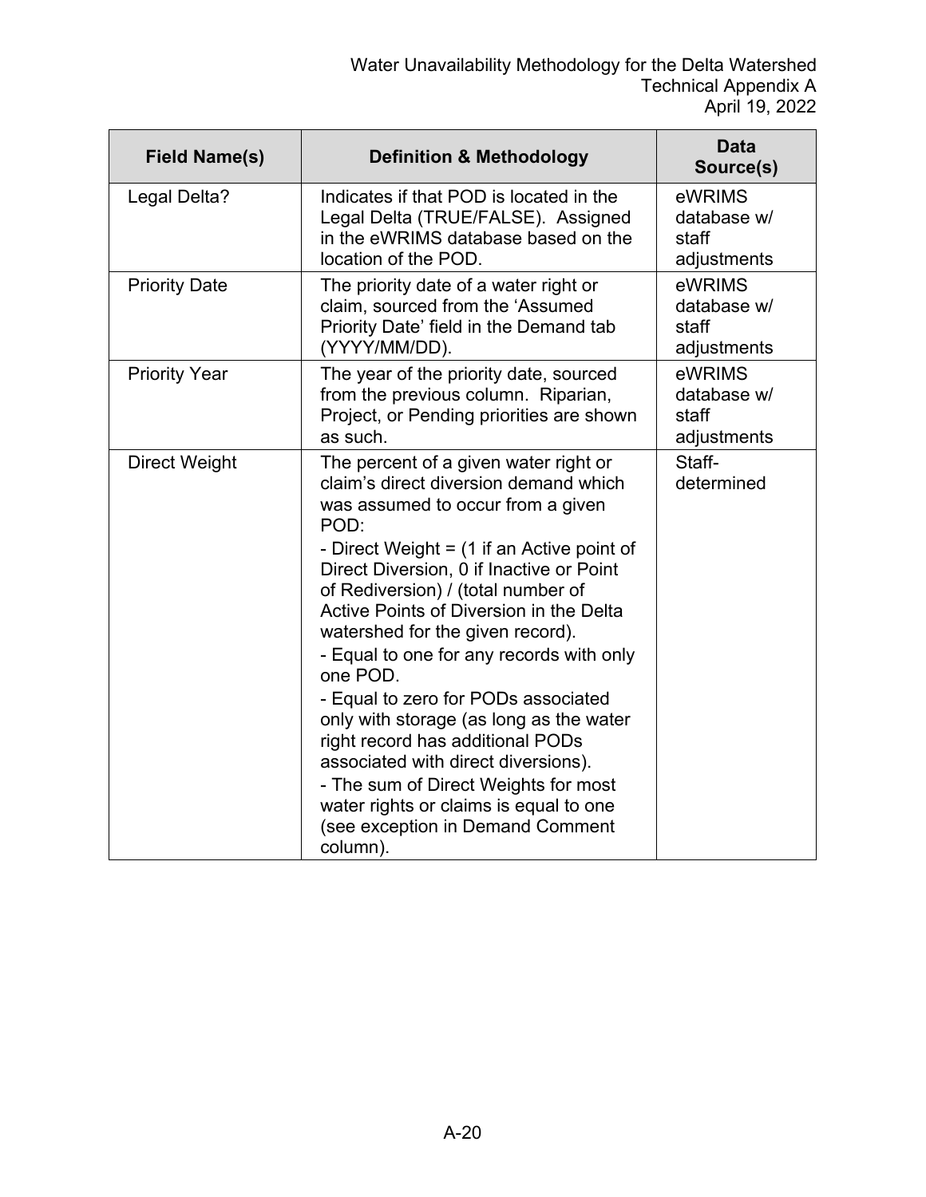| Field Name(s) | Definition & Methodology | Data Source(s) |
|---|---|---|
| Legal Delta? | Indicates if that POD is located in the Legal Delta (TRUE/FALSE). Assigned in the eWRIMS database based on the location of the POD. | eWRIMS database w/ staff adjustments |
| Priority Date | The priority date of a water right or claim, sourced from the 'Assumed Priority Date' field in the Demand tab (YYYY/MM/DD). | eWRIMS database w/ staff adjustments |
| Priority Year | The year of the priority date, sourced from the previous column. Riparian, Project, or Pending priorities are shown as such. | eWRIMS database w/ staff adjustments |
| Direct Weight | The percent of a given water right or claim's direct diversion demand which was assumed to occur from a given POD:<br>- Direct Weight = (1 if an Active point of Direct Diversion, 0 if Inactive or Point of Rediversion) / (total number of Active Points of Diversion in the Delta watershed for the given record).<br>- Equal to one for any records with only one POD.<br>- Equal to zero for PODs associated only with storage (as long as the water right record has additional PODs associated with direct diversions).<br>- The sum of Direct Weights for most water rights or claims is equal to one (see exception in Demand Comment column). | Staff-determined |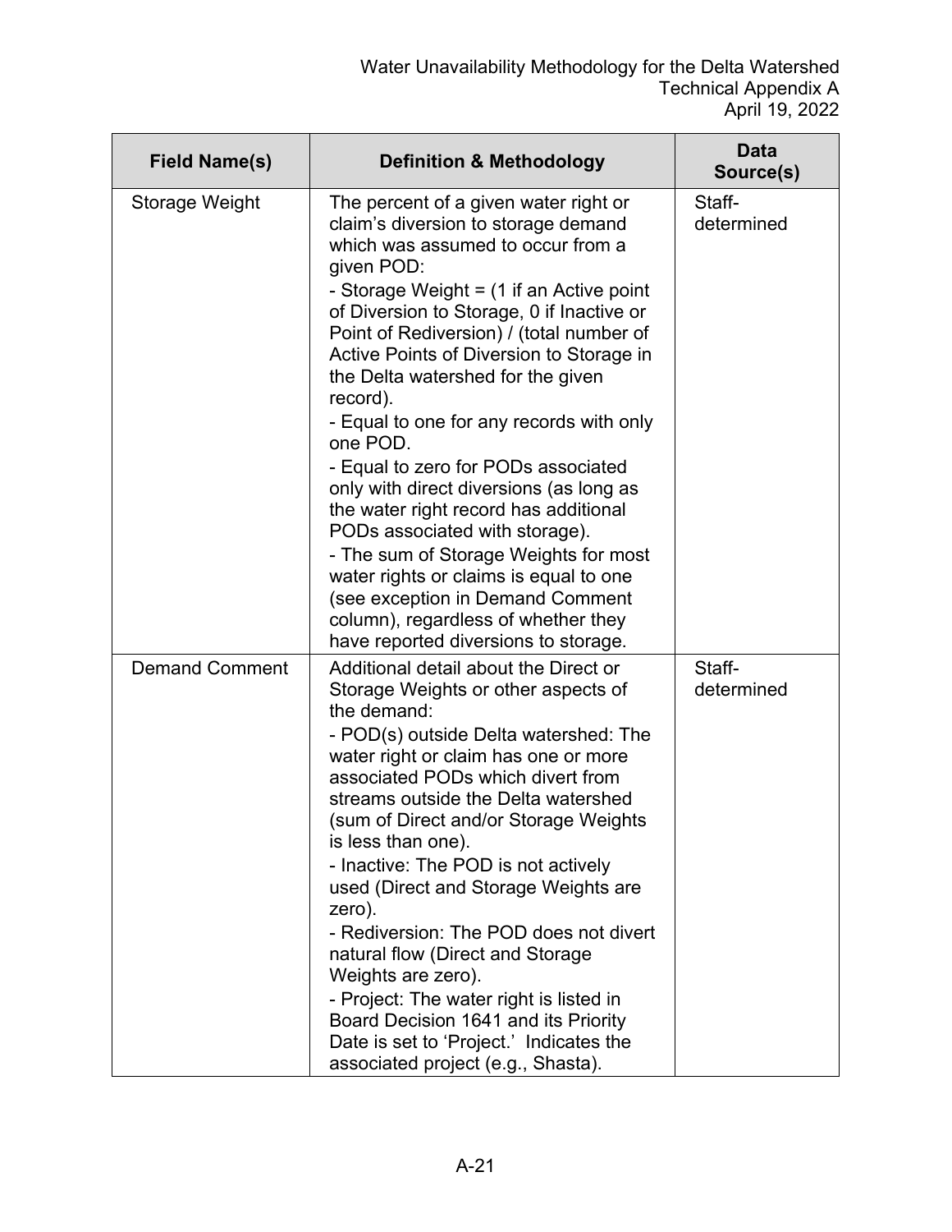| Field Name(s) | Definition & Methodology | Data Source(s) |
|---|---|---|
| Storage Weight | The percent of a given water right or claim's diversion to storage demand which was assumed to occur from a given POD:<br>- Storage Weight = (1 if an Active point of Diversion to Storage, 0 if Inactive or Point of Rediversion) / (total number of Active Points of Diversion to Storage in the Delta watershed for the given record).<br>- Equal to one for any records with only one POD.<br>- Equal to zero for PODs associated only with direct diversions (as long as the water right record has additional PODs associated with storage).<br>- The sum of Storage Weights for most water rights or claims is equal to one (see exception in Demand Comment column), regardless of whether they have reported diversions to storage. | Staff-determined |
| Demand Comment | Additional detail about the Direct or Storage Weights or other aspects of the demand:<br>- POD(s) outside Delta watershed: The water right or claim has one or more associated PODs which divert from streams outside the Delta watershed (sum of Direct and/or Storage Weights is less than one).<br>- Inactive: The POD is not actively used (Direct and Storage Weights are zero).<br>- Rediversion: The POD does not divert natural flow (Direct and Storage Weights are zero).<br>- Project: The water right is listed in Board Decision 1641 and its Priority Date is set to 'Project.' Indicates the associated project (e.g., Shasta). | Staff-determined |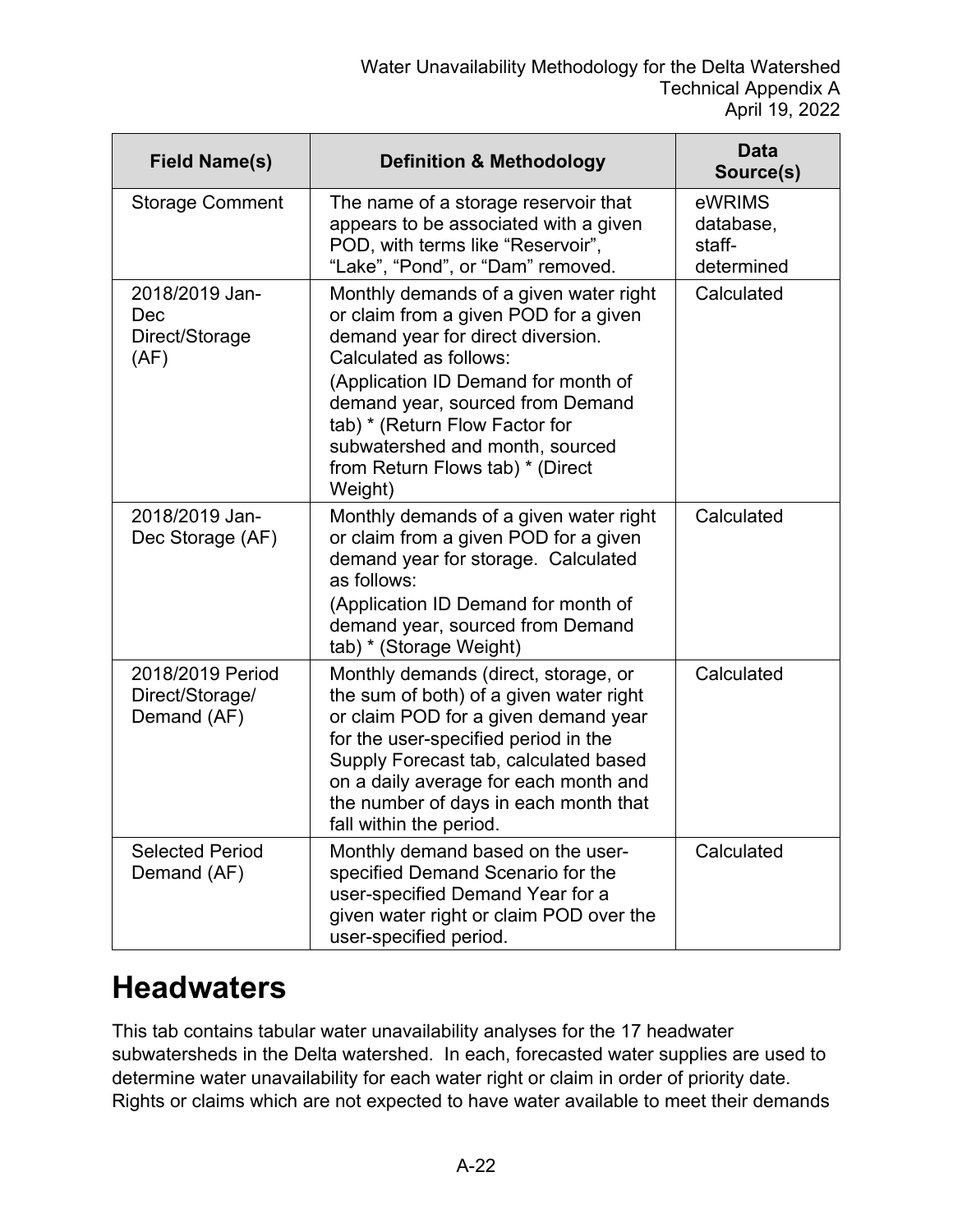| Field Name(s) | Definition & Methodology | Data Source(s) |
|---|---|---|
| Storage Comment | The name of a storage reservoir that appears to be associated with a given POD, with terms like "Reservoir", "Lake", "Pond", or "Dam" removed. | eWRIMS database, staff-determined |
| 2018/2019 Jan-Dec Direct/Storage (AF) | Monthly demands of a given water right or claim from a given POD for a given demand year for direct diversion. Calculated as follows: (Application ID Demand for month of demand year, sourced from Demand tab) * (Return Flow Factor for subwatershed and month, sourced from Return Flows tab) * (Direct Weight) | Calculated |
| 2018/2019 Jan-Dec Storage (AF) | Monthly demands of a given water right or claim from a given POD for a given demand year for storage. Calculated as follows: (Application ID Demand for month of demand year, sourced from Demand tab) * (Storage Weight) | Calculated |
| 2018/2019 Period Direct/Storage/ Demand (AF) | Monthly demands (direct, storage, or the sum of both) of a given water right or claim POD for a given demand year for the user-specified period in the Supply Forecast tab, calculated based on a daily average for each month and the number of days in each month that fall within the period. | Calculated |
| Selected Period Demand (AF) | Monthly demand based on the user-specified Demand Scenario for the user-specified Demand Year for a given water right or claim POD over the user-specified period. | Calculated |

# Headwaters

This tab contains tabular water unavailability analyses for the 17 headwater subwatersheds in the Delta watershed. In each, forecasted water supplies are used to determine water unavailability for each water right or claim in order of priority date. Rights or claims which are not expected to have water available to meet their demands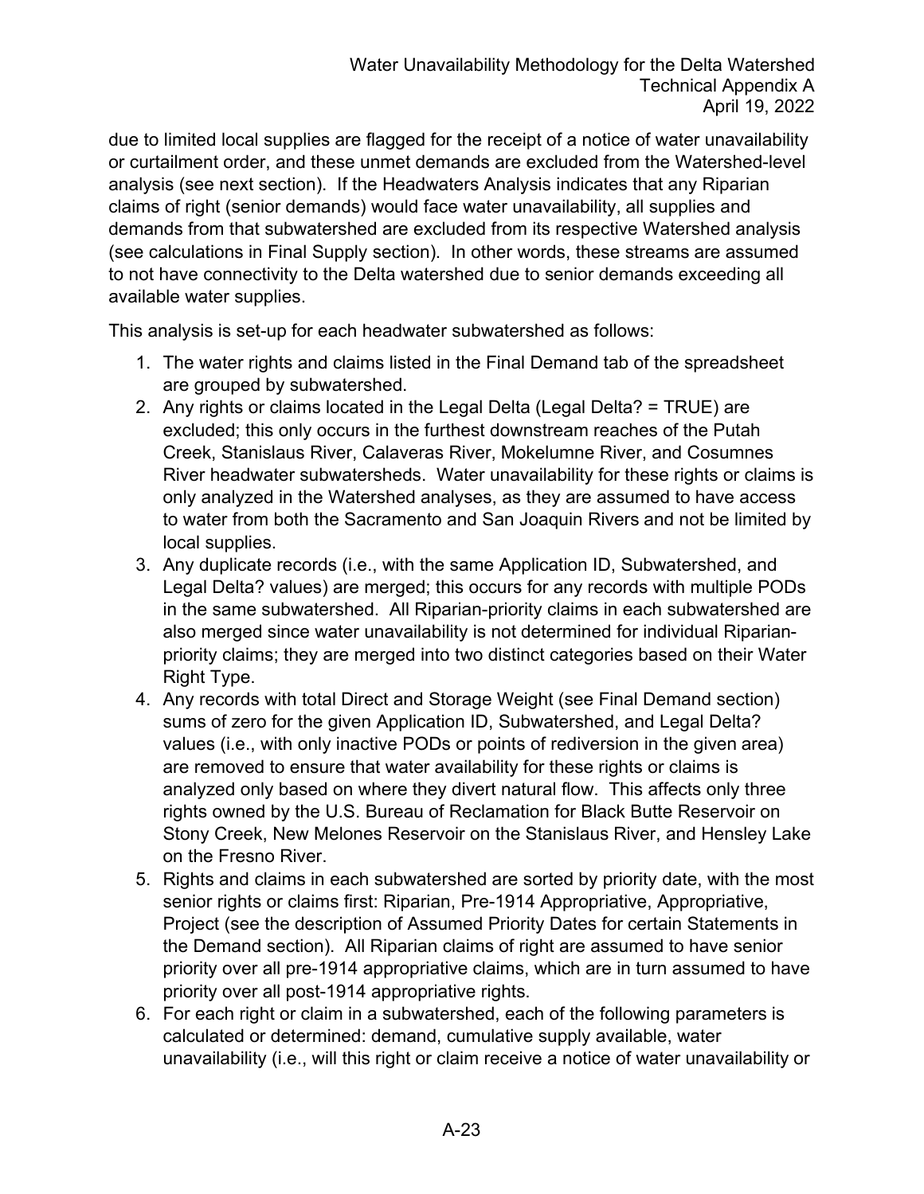due to limited local supplies are flagged for the receipt of a notice of water unavailability or curtailment order, and these unmet demands are excluded from the Watershed-level analysis (see next section). If the Headwaters Analysis indicates that any Riparian claims of right (senior demands) would face water unavailability, all supplies and demands from that subwatershed are excluded from its respective Watershed analysis (see calculations in Final Supply section). In other words, these streams are assumed to not have connectivity to the Delta watershed due to senior demands exceeding all available water supplies.

This analysis is set-up for each headwater subwatershed as follows:

1. The water rights and claims listed in the Final Demand tab of the spreadsheet are grouped by subwatershed.
2. Any rights or claims located in the Legal Delta (Legal Delta? = TRUE) are excluded; this only occurs in the furthest downstream reaches of the Putah Creek, Stanislaus River, Calaveras River, Mokelumne River, and Cosumnes River headwater subwatersheds. Water unavailability for these rights or claims is only analyzed in the Watershed analyses, as they are assumed to have access to water from both the Sacramento and San Joaquin Rivers and not be limited by local supplies.
3. Any duplicate records (i.e., with the same Application ID, Subwatershed, and Legal Delta? values) are merged; this occurs for any records with multiple PODs in the same subwatershed. All Riparian-priority claims in each subwatershed are also merged since water unavailability is not determined for individual Riparian-priority claims; they are merged into two distinct categories based on their Water Right Type.
4. Any records with total Direct and Storage Weight (see Final Demand section) sums of zero for the given Application ID, Subwatershed, and Legal Delta? values (i.e., with only inactive PODs or points of rediversion in the given area) are removed to ensure that water availability for these rights or claims is analyzed only based on where they divert natural flow. This affects only three rights owned by the U.S. Bureau of Reclamation for Black Butte Reservoir on Stony Creek, New Melones Reservoir on the Stanislaus River, and Hensley Lake on the Fresno River.
5. Rights and claims in each subwatershed are sorted by priority date, with the most senior rights or claims first: Riparian, Pre-1914 Appropriative, Appropriative, Project (see the description of Assumed Priority Dates for certain Statements in the Demand section). All Riparian claims of right are assumed to have senior priority over all pre-1914 appropriative claims, which are in turn assumed to have priority over all post-1914 appropriative rights.
6. For each right or claim in a subwatershed, each of the following parameters is calculated or determined: demand, cumulative supply available, water unavailability (i.e., will this right or claim receive a notice of water unavailability or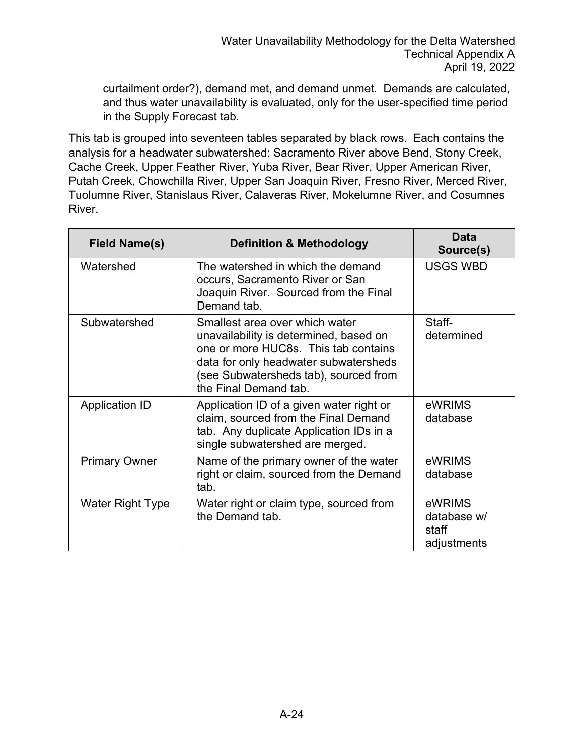curtailment order?), demand met, and demand unmet. Demands are calculated, and thus water unavailability is evaluated, only for the user-specified time period in the Supply Forecast tab.

This tab is grouped into seventeen tables separated by black rows. Each contains the analysis for a headwater subwatershed: Sacramento River above Bend, Stony Creek, Cache Creek, Upper Feather River, Yuba River, Bear River, Upper American River, Putah Creek, Chowchilla River, Upper San Joaquin River, Fresno River, Merced River, Tuolumne River, Stanislaus River, Calaveras River, Mokelumne River, and Cosumnes River.

| Field Name(s) | Definition & Methodology | Data Source(s) |
|---|---|---|
| Watershed | The watershed in which the demand occurs, Sacramento River or San Joaquin River. Sourced from the Final Demand tab. | USGS WBD |
| Subwatershed | Smallest area over which water unavailability is determined, based on one or more HUC8s. This tab contains data for only headwater subwatersheds (see Subwatersheds tab), sourced from the Final Demand tab. | Staff-determined |
| Application ID | Application ID of a given water right or claim, sourced from the Final Demand tab. Any duplicate Application IDs in a single subwatershed are merged. | eWRIMS database |
| Primary Owner | Name of the primary owner of the water right or claim, sourced from the Demand tab. | eWRIMS database |
| Water Right Type | Water right or claim type, sourced from the Demand tab. | eWRIMS database w/ staff adjustments |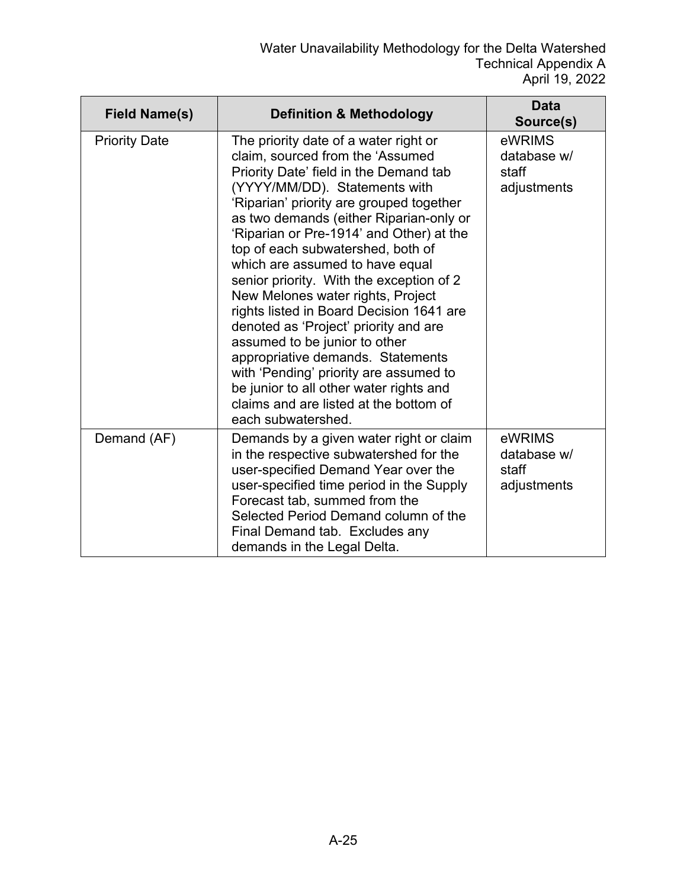| Field Name(s) | Definition & Methodology | Data Source(s) |
|---|---|---|
| Priority Date | The priority date of a water right or claim, sourced from the 'Assumed Priority Date' field in the Demand tab (YYYY/MM/DD). Statements with 'Riparian' priority are grouped together as two demands (either Riparian-only or 'Riparian or Pre-1914' and Other) at the top of each subwatershed, both of which are assumed to have equal senior priority. With the exception of 2 New Melones water rights, Project rights listed in Board Decision 1641 are denoted as 'Project' priority and are assumed to be junior to other appropriative demands. Statements with 'Pending' priority are assumed to be junior to all other water rights and claims and are listed at the bottom of each subwatershed. | eWRIMS database w/ staff adjustments |
| Demand (AF) | Demands by a given water right or claim in the respective subwatershed for the user-specified Demand Year over the user-specified time period in the Supply Forecast tab, summed from the Selected Period Demand column of the Final Demand tab. Excludes any demands in the Legal Delta. | eWRIMS database w/ staff adjustments |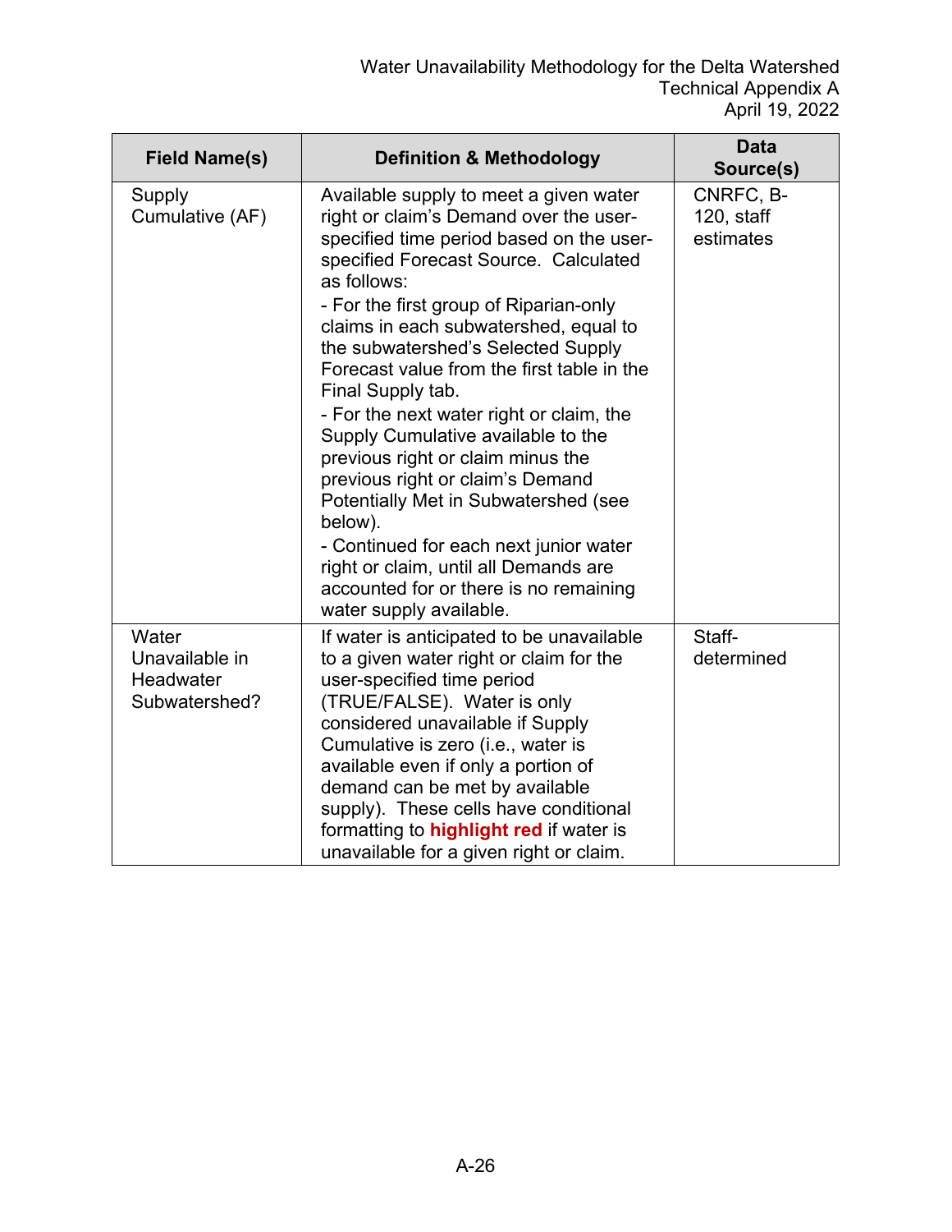| Field Name(s) | Definition & Methodology | Data Source(s) |
|---|---|---|
| Supply Cumulative (AF) | Available supply to meet a given water right or claim's Demand over the user-specified time period based on the user-specified Forecast Source. Calculated as follows:<br>- For the first group of Riparian-only claims in each subwatershed, equal to the subwatershed's Selected Supply Forecast value from the first table in the Final Supply tab.<br>- For the next water right or claim, the Supply Cumulative available to the previous right or claim minus the previous right or claim's Demand Potentially Met in Subwatershed (see below).<br>- Continued for each next junior water right or claim, until all Demands are accounted for or there is no remaining water supply available. | CNRFC, B-120, staff estimates |
| Water Unavailable in Headwater Subwatershed? | If water is anticipated to be unavailable to a given water right or claim for the user-specified time period (TRUE/FALSE). Water is only considered unavailable if Supply Cumulative is zero (i.e., water is available even if only a portion of demand can be met by available supply). These cells have conditional formatting to **highlight red** if water is unavailable for a given right or claim. | Staff-determined |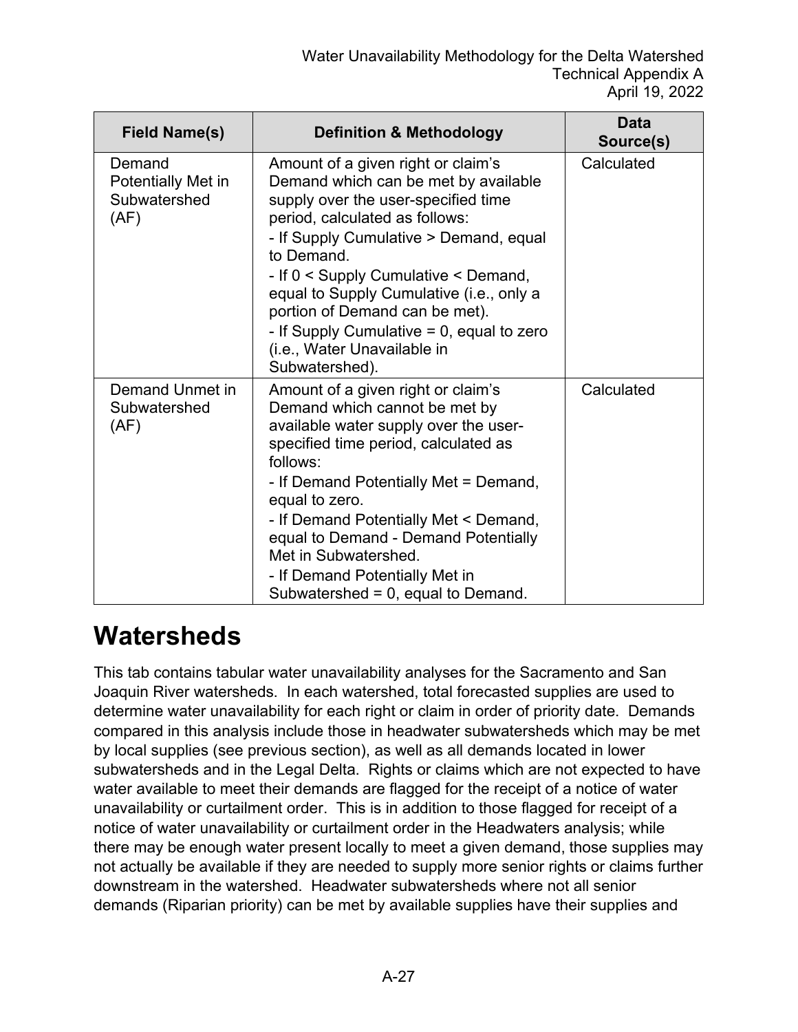| Field Name(s) | Definition & Methodology | Data Source(s) |
|---|---|---|
| Demand Potentially Met in Subwatershed (AF) | Amount of a given right or claim's Demand which can be met by available supply over the user-specified time period, calculated as follows:<br>- If Supply Cumulative > Demand, equal to Demand.<br>- If 0 < Supply Cumulative < Demand, equal to Supply Cumulative (i.e., only a portion of Demand can be met).<br>- If Supply Cumulative = 0, equal to zero (i.e., Water Unavailable in Subwatershed). | Calculated |
| Demand Unmet in Subwatershed (AF) | Amount of a given right or claim's Demand which cannot be met by available water supply over the user-specified time period, calculated as follows:<br>- If Demand Potentially Met = Demand, equal to zero.<br>- If Demand Potentially Met < Demand, equal to Demand - Demand Potentially Met in Subwatershed.<br>- If Demand Potentially Met in Subwatershed = 0, equal to Demand. | Calculated |

# Watersheds

This tab contains tabular water unavailability analyses for the Sacramento and San Joaquin River watersheds. In each watershed, total forecasted supplies are used to determine water unavailability for each right or claim in order of priority date. Demands compared in this analysis include those in headwater subwatersheds which may be met by local supplies (see previous section), as well as all demands located in lower subwatersheds and in the Legal Delta. Rights or claims which are not expected to have water available to meet their demands are flagged for the receipt of a notice of water unavailability or curtailment order. This is in addition to those flagged for receipt of a notice of water unavailability or curtailment order in the Headwaters analysis; while there may be enough water present locally to meet a given demand, those supplies may not actually be available if they are needed to supply more senior rights or claims further downstream in the watershed. Headwater subwatersheds where not all senior demands (Riparian priority) can be met by available supplies have their supplies and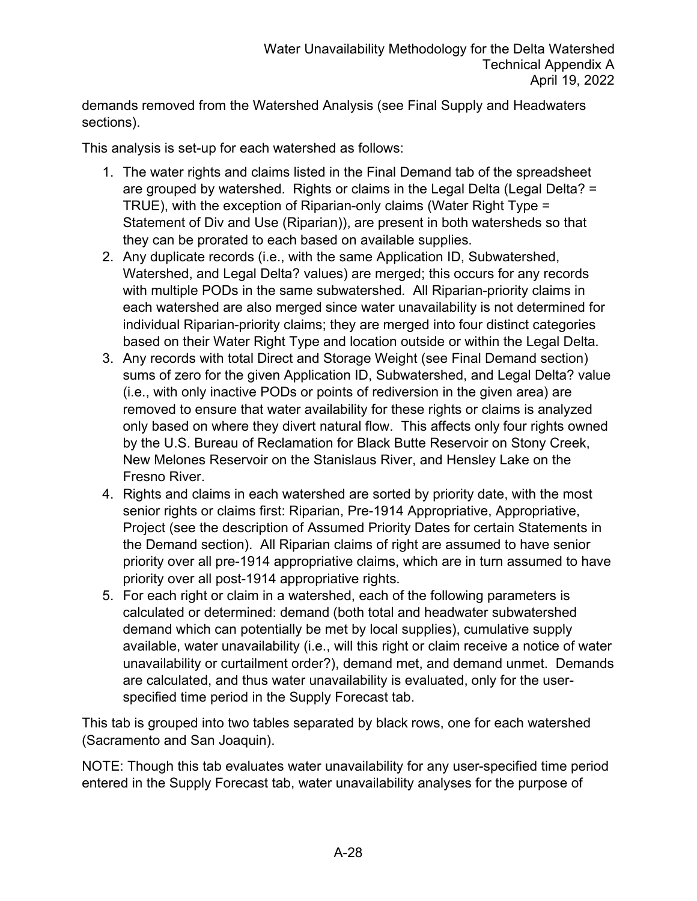demands removed from the Watershed Analysis (see Final Supply and Headwaters sections).

This analysis is set-up for each watershed as follows:

1. The water rights and claims listed in the Final Demand tab of the spreadsheet are grouped by watershed. Rights or claims in the Legal Delta (Legal Delta? = TRUE), with the exception of Riparian-only claims (Water Right Type = Statement of Div and Use (Riparian)), are present in both watersheds so that they can be prorated to each based on available supplies.
2. Any duplicate records (i.e., with the same Application ID, Subwatershed, Watershed, and Legal Delta? values) are merged; this occurs for any records with multiple PODs in the same subwatershed. All Riparian-priority claims in each watershed are also merged since water unavailability is not determined for individual Riparian-priority claims; they are merged into four distinct categories based on their Water Right Type and location outside or within the Legal Delta.
3. Any records with total Direct and Storage Weight (see Final Demand section) sums of zero for the given Application ID, Subwatershed, and Legal Delta? value (i.e., with only inactive PODs or points of rediversion in the given area) are removed to ensure that water availability for these rights or claims is analyzed only based on where they divert natural flow. This affects only four rights owned by the U.S. Bureau of Reclamation for Black Butte Reservoir on Stony Creek, New Melones Reservoir on the Stanislaus River, and Hensley Lake on the Fresno River.
4. Rights and claims in each watershed are sorted by priority date, with the most senior rights or claims first: Riparian, Pre-1914 Appropriative, Appropriative, Project (see the description of Assumed Priority Dates for certain Statements in the Demand section). All Riparian claims of right are assumed to have senior priority over all pre-1914 appropriative claims, which are in turn assumed to have priority over all post-1914 appropriative rights.
5. For each right or claim in a watershed, each of the following parameters is calculated or determined: demand (both total and headwater subwatershed demand which can potentially be met by local supplies), cumulative supply available, water unavailability (i.e., will this right or claim receive a notice of water unavailability or curtailment order?), demand met, and demand unmet. Demands are calculated, and thus water unavailability is evaluated, only for the user-specified time period in the Supply Forecast tab.

This tab is grouped into two tables separated by black rows, one for each watershed (Sacramento and San Joaquin).

NOTE: Though this tab evaluates water unavailability for any user-specified time period entered in the Supply Forecast tab, water unavailability analyses for the purpose of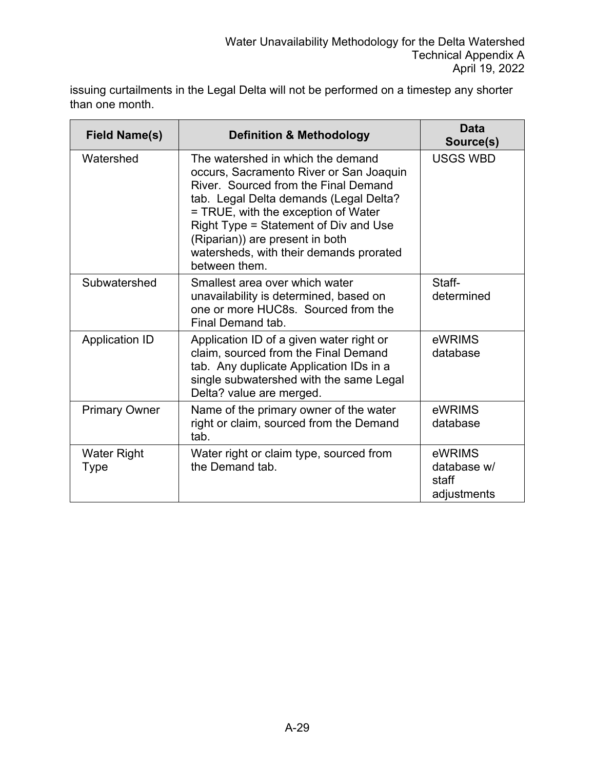issuing curtailments in the Legal Delta will not be performed on a timestep any shorter than one month.

| Field Name(s) | Definition & Methodology | Data Source(s) |
|---|---|---|
| Watershed | The watershed in which the demand occurs, Sacramento River or San Joaquin River. Sourced from the Final Demand tab. Legal Delta demands (Legal Delta? = TRUE, with the exception of Water Right Type = Statement of Div and Use (Riparian)) are present in both watersheds, with their demands prorated between them. | USGS WBD |
| Subwatershed | Smallest area over which water unavailability is determined, based on one or more HUC8s. Sourced from the Final Demand tab. | Staff-determined |
| Application ID | Application ID of a given water right or claim, sourced from the Final Demand tab. Any duplicate Application IDs in a single subwatershed with the same Legal Delta? value are merged. | eWRIMS database |
| Primary Owner | Name of the primary owner of the water right or claim, sourced from the Demand tab. | eWRIMS database |
| Water Right Type | Water right or claim type, sourced from the Demand tab. | eWRIMS database w/ staff adjustments |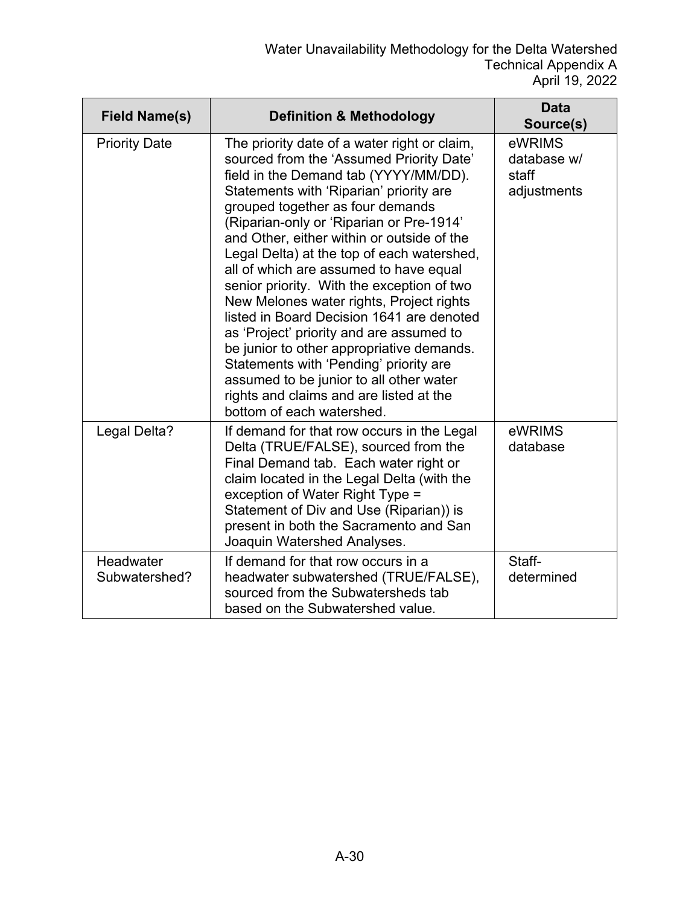| Field Name(s) | Definition & Methodology | Data Source(s) |
|---|---|---|
| Priority Date | The priority date of a water right or claim, sourced from the 'Assumed Priority Date' field in the Demand tab (YYYY/MM/DD). Statements with 'Riparian' priority are grouped together as four demands (Riparian-only or 'Riparian or Pre-1914' and Other, either within or outside of the Legal Delta) at the top of each watershed, all of which are assumed to have equal senior priority. With the exception of two New Melones water rights, Project rights listed in Board Decision 1641 are denoted as 'Project' priority and are assumed to be junior to other appropriative demands. Statements with 'Pending' priority are assumed to be junior to all other water rights and claims and are listed at the bottom of each watershed. | eWRIMS database w/ staff adjustments |
| Legal Delta? | If demand for that row occurs in the Legal Delta (TRUE/FALSE), sourced from the Final Demand tab. Each water right or claim located in the Legal Delta (with the exception of Water Right Type = Statement of Div and Use (Riparian)) is present in both the Sacramento and San Joaquin Watershed Analyses. | eWRIMS database |
| Headwater Subwatershed? | If demand for that row occurs in a headwater subwatershed (TRUE/FALSE), sourced from the Subwatersheds tab based on the Subwatershed value. | Staff-determined |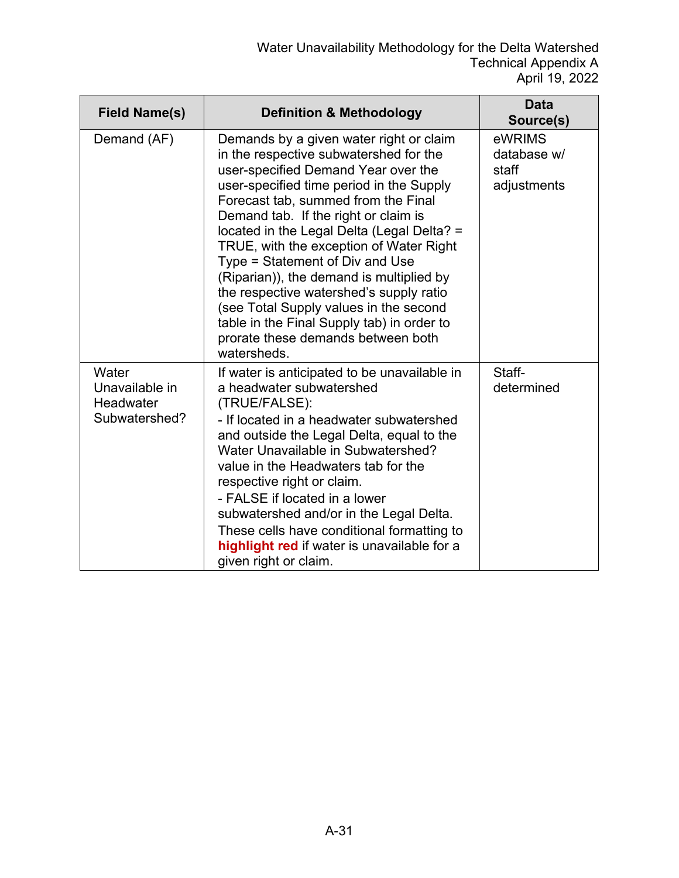| Field Name(s) | Definition & Methodology | Data Source(s) |
|---|---|---|
| Demand (AF) | Demands by a given water right or claim in the respective subwatershed for the user-specified Demand Year over the user-specified time period in the Supply Forecast tab, summed from the Final Demand tab. If the right or claim is located in the Legal Delta (Legal Delta? = TRUE, with the exception of Water Right Type = Statement of Div and Use (Riparian)), the demand is multiplied by the respective watershed's supply ratio (see Total Supply values in the second table in the Final Supply tab) in order to prorate these demands between both watersheds. | eWRIMS database w/ staff adjustments |
| Water Unavailable in Headwater Subwatershed? | If water is anticipated to be unavailable in a headwater subwatershed (TRUE/FALSE):<br>- If located in a headwater subwatershed and outside the Legal Delta, equal to the Water Unavailable in Subwatershed? value in the Headwaters tab for the respective right or claim.<br>- FALSE if located in a lower subwatershed and/or in the Legal Delta.<br>These cells have conditional formatting to **highlight red** if water is unavailable for a given right or claim. | Staff-determined |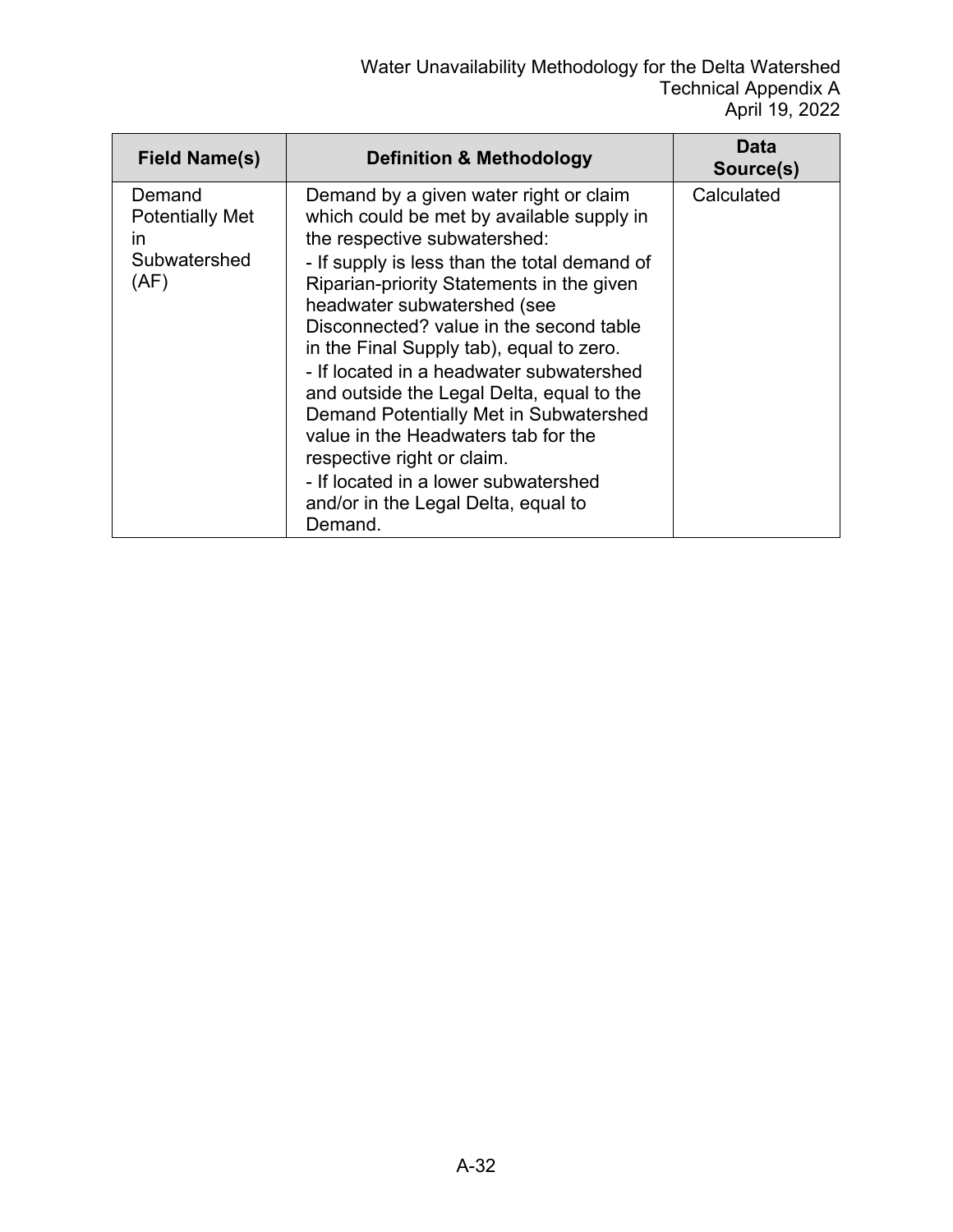| Field Name(s) | Definition & Methodology | Data Source(s) |
|---|---|---|
| Demand Potentially Met in Subwatershed (AF) | Demand by a given water right or claim which could be met by available supply in the respective subwatershed:<br>- If supply is less than the total demand of Riparian-priority Statements in the given headwater subwatershed (see Disconnected? value in the second table in the Final Supply tab), equal to zero.<br>- If located in a headwater subwatershed and outside the Legal Delta, equal to the Demand Potentially Met in Subwatershed value in the Headwaters tab for the respective right or claim.<br>- If located in a lower subwatershed and/or in the Legal Delta, equal to Demand. | Calculated |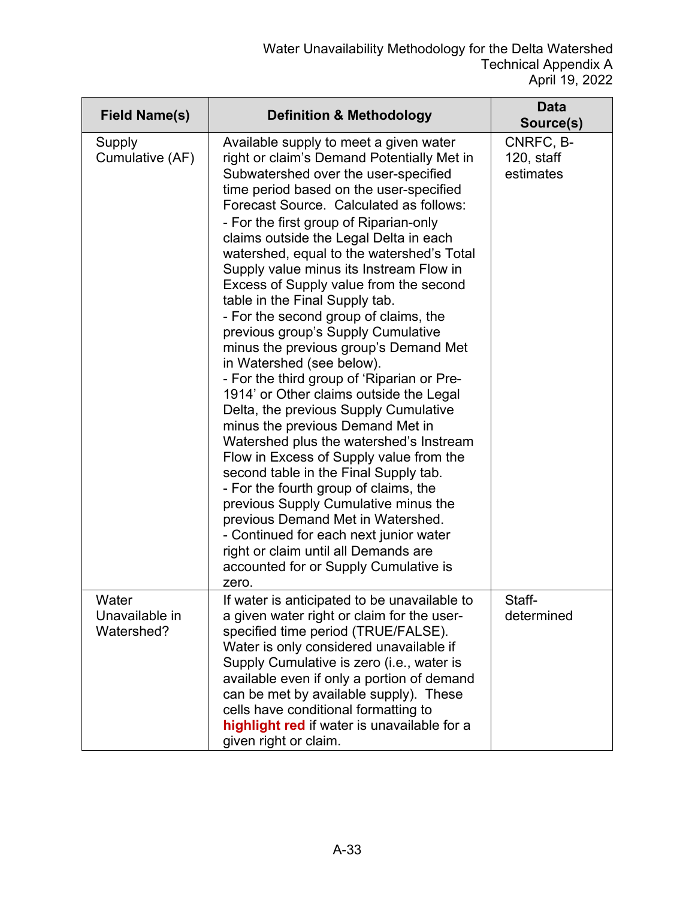| Field Name(s) | Definition & Methodology | Data Source(s) |
| --- | --- | --- |
| Supply Cumulative (AF) | Available supply to meet a given water right or claim's Demand Potentially Met in Subwatershed over the user-specified time period based on the user-specified Forecast Source. Calculated as follows:<br>- For the first group of Riparian-only claims outside the Legal Delta in each watershed, equal to the watershed's Total Supply value minus its Instream Flow in Excess of Supply value from the second table in the Final Supply tab.<br>- For the second group of claims, the previous group's Supply Cumulative minus the previous group's Demand Met in Watershed (see below).<br>- For the third group of 'Riparian or Pre-1914' or Other claims outside the Legal Delta, the previous Supply Cumulative minus the previous Demand Met in Watershed plus the watershed's Instream Flow in Excess of Supply value from the second table in the Final Supply tab.<br>- For the fourth group of claims, the previous Supply Cumulative minus the previous Demand Met in Watershed.<br>- Continued for each next junior water right or claim until all Demands are accounted for or Supply Cumulative is zero. | CNRFC, B-120, staff estimates |
| Water Unavailable in Watershed? | If water is anticipated to be unavailable to a given water right or claim for the user-specified time period (TRUE/FALSE). Water is only considered unavailable if Supply Cumulative is zero (i.e., water is available even if only a portion of demand can be met by available supply). These cells have conditional formatting to **highlight red** if water is unavailable for a given right or claim. | Staff-determined |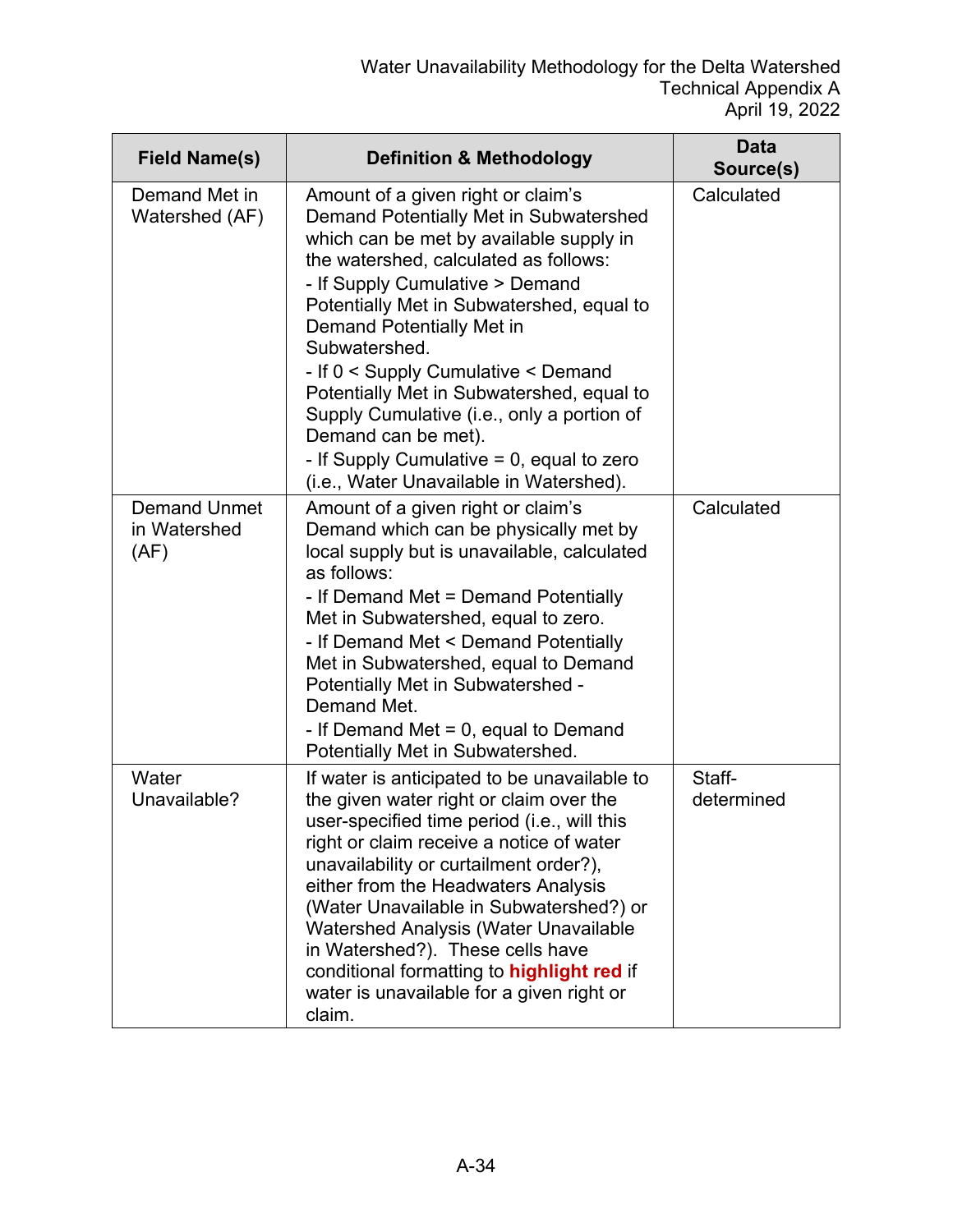| Field Name(s) | Definition & Methodology | Data Source(s) |
|---|---|---|
| Demand Met in Watershed (AF) | Amount of a given right or claim's Demand Potentially Met in Subwatershed which can be met by available supply in the watershed, calculated as follows:<br>- If Supply Cumulative > Demand Potentially Met in Subwatershed, equal to Demand Potentially Met in Subwatershed.<br>- If 0 < Supply Cumulative < Demand Potentially Met in Subwatershed, equal to Supply Cumulative (i.e., only a portion of Demand can be met).<br>- If Supply Cumulative = 0, equal to zero (i.e., Water Unavailable in Watershed). | Calculated |
| Demand Unmet in Watershed (AF) | Amount of a given right or claim's Demand which can be physically met by local supply but is unavailable, calculated as follows:<br>- If Demand Met = Demand Potentially Met in Subwatershed, equal to zero.<br>- If Demand Met < Demand Potentially Met in Subwatershed, equal to Demand Potentially Met in Subwatershed - Demand Met.<br>- If Demand Met = 0, equal to Demand Potentially Met in Subwatershed. | Calculated |
| Water Unavailable? | If water is anticipated to be unavailable to the given water right or claim over the user-specified time period (i.e., will this right or claim receive a notice of water unavailability or curtailment order?), either from the Headwaters Analysis (Water Unavailable in Subwatershed?) or Watershed Analysis (Water Unavailable in Watershed?). These cells have conditional formatting to **highlight red** if water is unavailable for a given right or claim. | Staff-determined |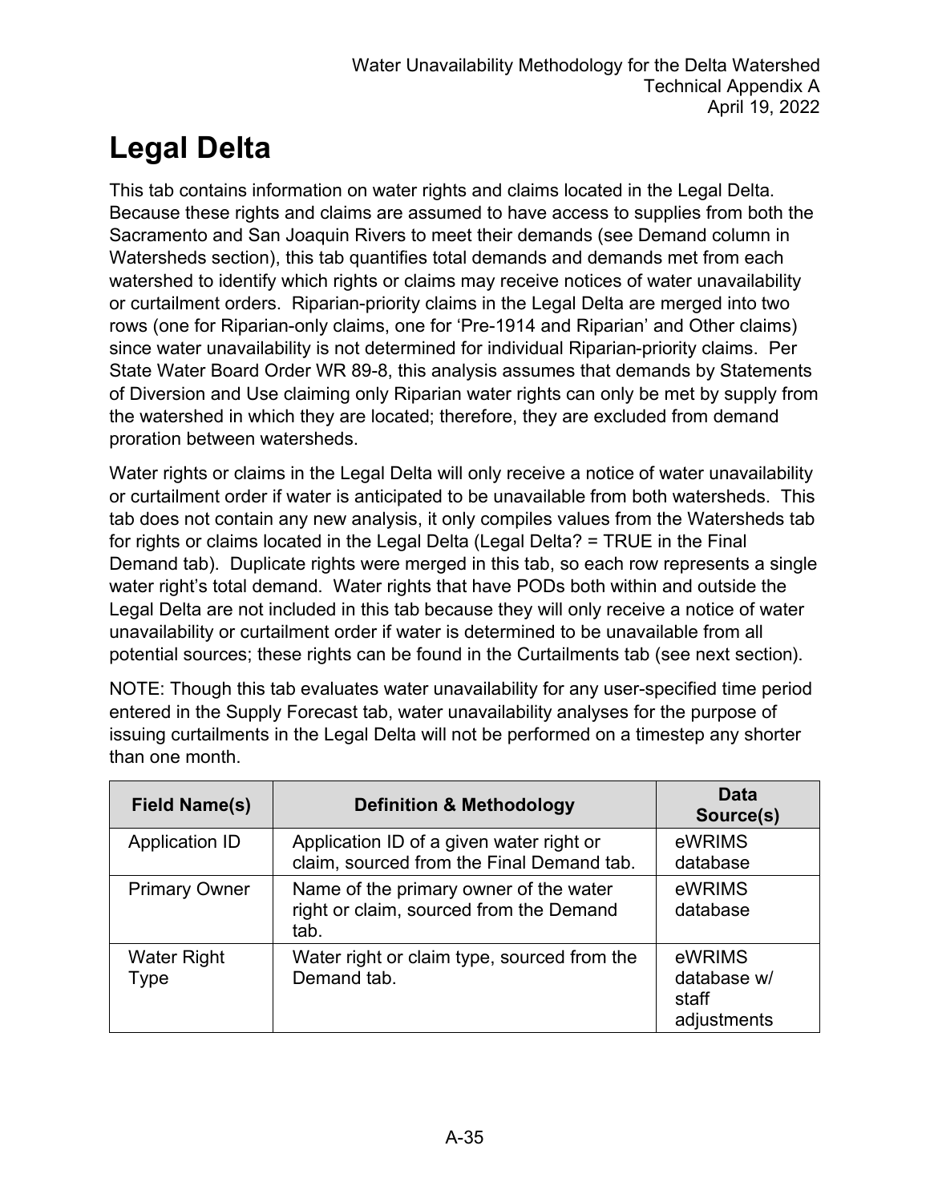# Legal Delta

This tab contains information on water rights and claims located in the Legal Delta. Because these rights and claims are assumed to have access to supplies from both the Sacramento and San Joaquin Rivers to meet their demands (see Demand column in Watersheds section), this tab quantifies total demands and demands met from each watershed to identify which rights or claims may receive notices of water unavailability or curtailment orders. Riparian-priority claims in the Legal Delta are merged into two rows (one for Riparian-only claims, one for 'Pre-1914 and Riparian' and Other claims) since water unavailability is not determined for individual Riparian-priority claims. Per State Water Board Order WR 89-8, this analysis assumes that demands by Statements of Diversion and Use claiming only Riparian water rights can only be met by supply from the watershed in which they are located; therefore, they are excluded from demand proration between watersheds.

Water rights or claims in the Legal Delta will only receive a notice of water unavailability or curtailment order if water is anticipated to be unavailable from both watersheds. This tab does not contain any new analysis, it only compiles values from the Watersheds tab for rights or claims located in the Legal Delta (Legal Delta? = TRUE in the Final Demand tab). Duplicate rights were merged in this tab, so each row represents a single water right's total demand. Water rights that have PODs both within and outside the Legal Delta are not included in this tab because they will only receive a notice of water unavailability or curtailment order if water is determined to be unavailable from all potential sources; these rights can be found in the Curtailments tab (see next section).

NOTE: Though this tab evaluates water unavailability for any user-specified time period entered in the Supply Forecast tab, water unavailability analyses for the purpose of issuing curtailments in the Legal Delta will not be performed on a timestep any shorter than one month.

| Field Name(s) | Definition & Methodology | Data Source(s) |
|---|---|---|
| Application ID | Application ID of a given water right or claim, sourced from the Final Demand tab. | eWRIMS database |
| Primary Owner | Name of the primary owner of the water right or claim, sourced from the Demand tab. | eWRIMS database |
| Water Right Type | Water right or claim type, sourced from the Demand tab. | eWRIMS database w/ staff adjustments |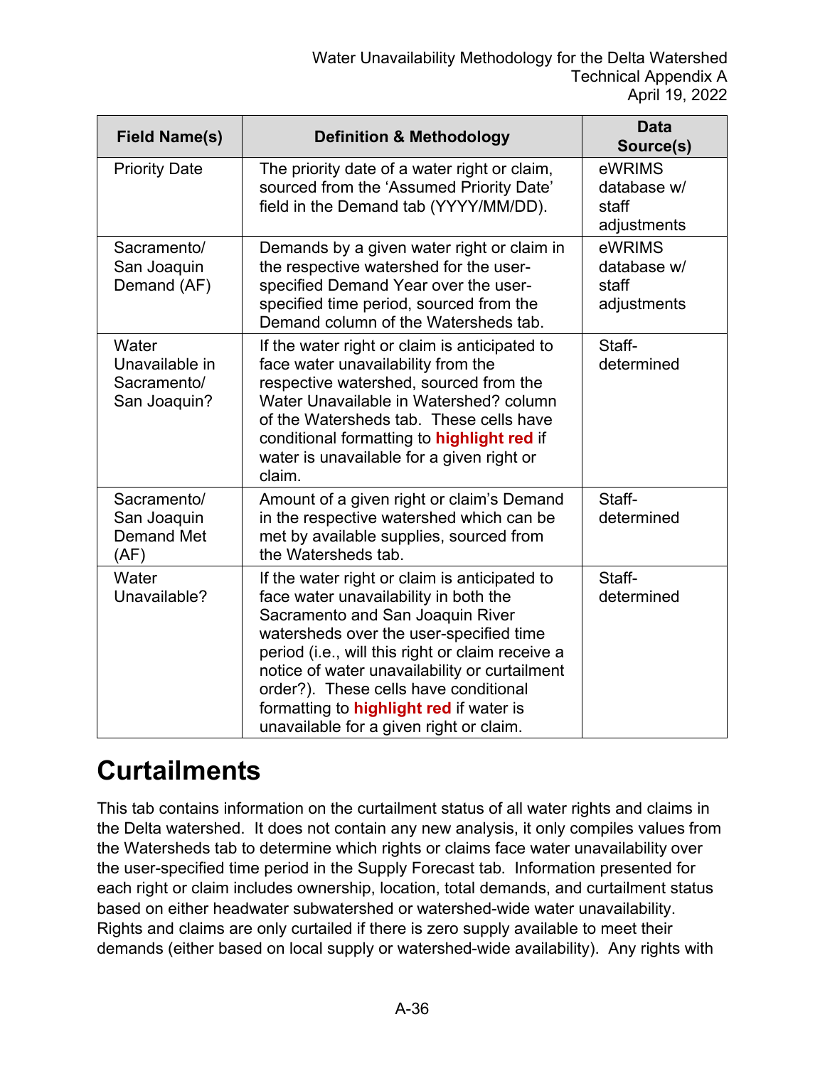| Field Name(s) | Definition & Methodology | Data Source(s) |
|---|---|---|
| Priority Date | The priority date of a water right or claim, sourced from the 'Assumed Priority Date' field in the Demand tab (YYYY/MM/DD). | eWRIMS database w/ staff adjustments |
| Sacramento/ San Joaquin Demand (AF) | Demands by a given water right or claim in the respective watershed for the user-specified Demand Year over the user-specified time period, sourced from the Demand column of the Watersheds tab. | eWRIMS database w/ staff adjustments |
| Water Unavailable in Sacramento/ San Joaquin? | If the water right or claim is anticipated to face water unavailability from the respective watershed, sourced from the Water Unavailable in Watershed? column of the Watersheds tab. These cells have conditional formatting to **highlight red** if water is unavailable for a given right or claim. | Staff-determined |
| Sacramento/ San Joaquin Demand Met (AF) | Amount of a given right or claim's Demand in the respective watershed which can be met by available supplies, sourced from the Watersheds tab. | Staff-determined |
| Water Unavailable? | If the water right or claim is anticipated to face water unavailability in both the Sacramento and San Joaquin River watersheds over the user-specified time period (i.e., will this right or claim receive a notice of water unavailability or curtailment order?). These cells have conditional formatting to **highlight red** if water is unavailable for a given right or claim. | Staff-determined |

# Curtailments

This tab contains information on the curtailment status of all water rights and claims in the Delta watershed. It does not contain any new analysis, it only compiles values from the Watersheds tab to determine which rights or claims face water unavailability over the user-specified time period in the Supply Forecast tab. Information presented for each right or claim includes ownership, location, total demands, and curtailment status based on either headwater subwatershed or watershed-wide water unavailability. Rights and claims are only curtailed if there is zero supply available to meet their demands (either based on local supply or watershed-wide availability). Any rights with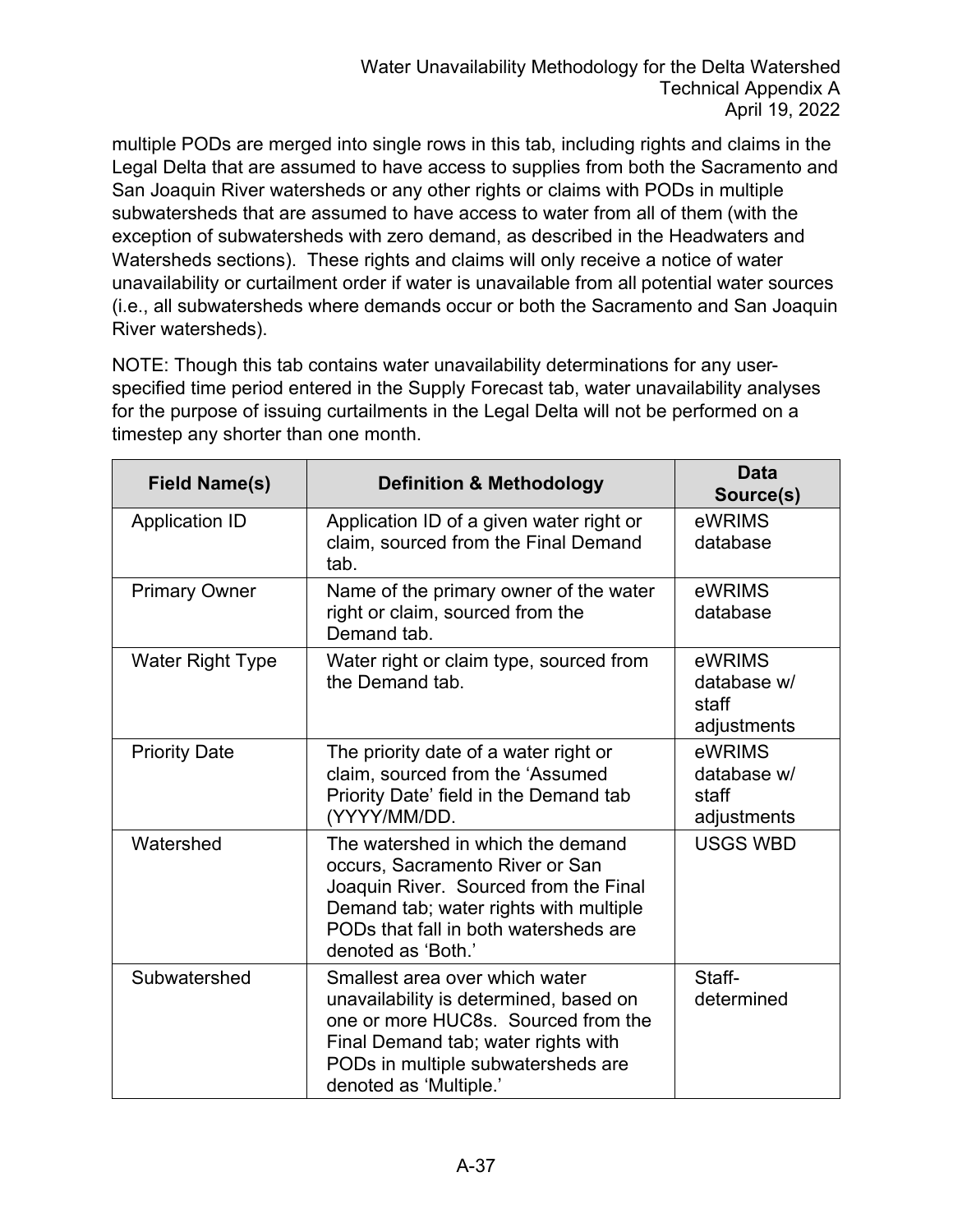multiple PODs are merged into single rows in this tab, including rights and claims in the Legal Delta that are assumed to have access to supplies from both the Sacramento and San Joaquin River watersheds or any other rights or claims with PODs in multiple subwatersheds that are assumed to have access to water from all of them (with the exception of subwatersheds with zero demand, as described in the Headwaters and Watersheds sections). These rights and claims will only receive a notice of water unavailability or curtailment order if water is unavailable from all potential water sources (i.e., all subwatersheds where demands occur or both the Sacramento and San Joaquin River watersheds).

NOTE: Though this tab contains water unavailability determinations for any user-specified time period entered in the Supply Forecast tab, water unavailability analyses for the purpose of issuing curtailments in the Legal Delta will not be performed on a timestep any shorter than one month.

| Field Name(s) | Definition & Methodology | Data Source(s) |
|---|---|---|
| Application ID | Application ID of a given water right or claim, sourced from the Final Demand tab. | eWRIMS database |
| Primary Owner | Name of the primary owner of the water right or claim, sourced from the Demand tab. | eWRIMS database |
| Water Right Type | Water right or claim type, sourced from the Demand tab. | eWRIMS database w/ staff adjustments |
| Priority Date | The priority date of a water right or claim, sourced from the 'Assumed Priority Date' field in the Demand tab (YYYY/MM/DD. | eWRIMS database w/ staff adjustments |
| Watershed | The watershed in which the demand occurs, Sacramento River or San Joaquin River. Sourced from the Final Demand tab; water rights with multiple PODs that fall in both watersheds are denoted as 'Both.' | USGS WBD |
| Subwatershed | Smallest area over which water unavailability is determined, based on one or more HUC8s. Sourced from the Final Demand tab; water rights with PODs in multiple subwatersheds are denoted as 'Multiple.' | Staff-determined |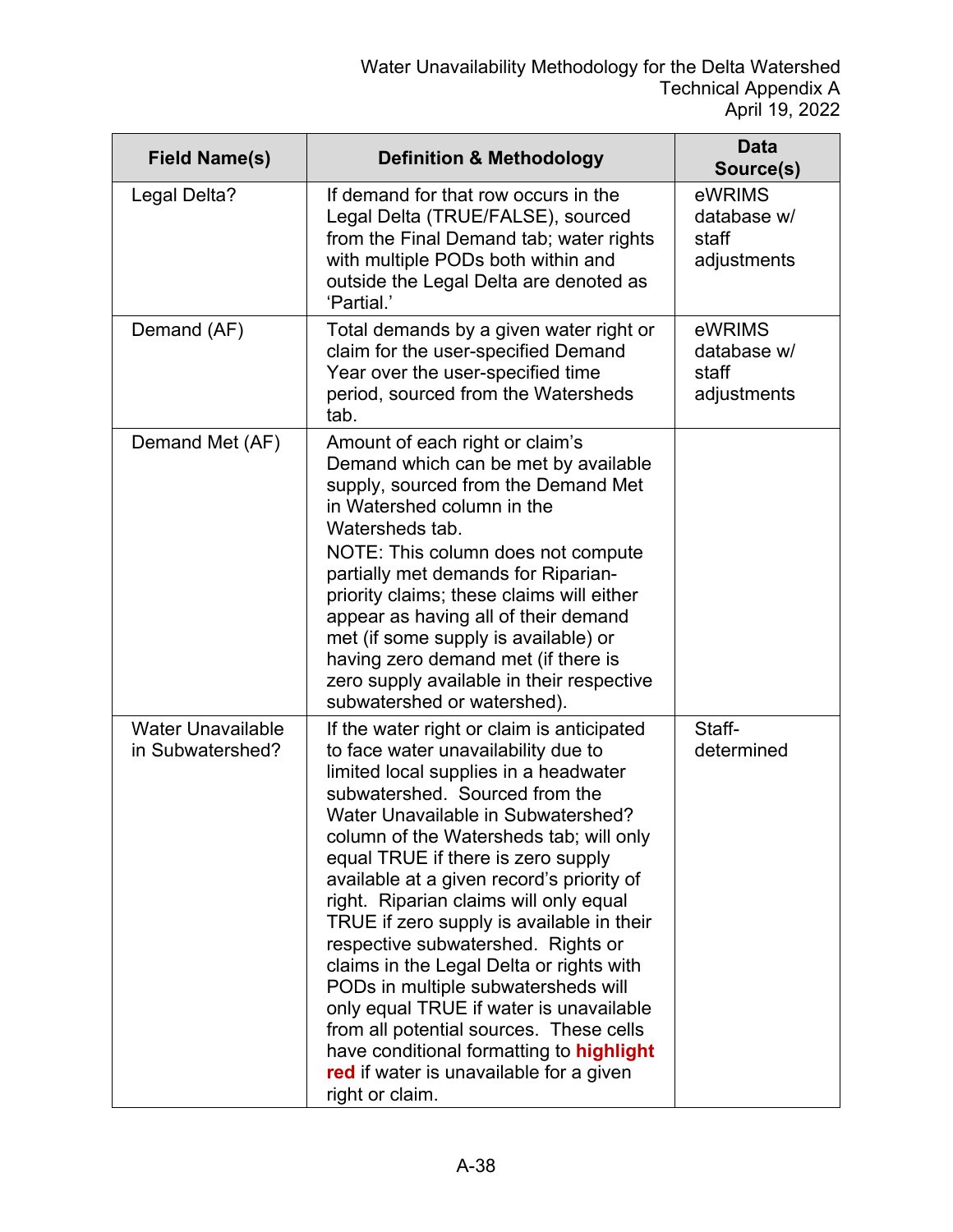| Field Name(s) | Definition & Methodology | Data Source(s) |
|---|---|---|
| Legal Delta? | If demand for that row occurs in the Legal Delta (TRUE/FALSE), sourced from the Final Demand tab; water rights with multiple PODs both within and outside the Legal Delta are denoted as 'Partial.' | eWRIMS database w/ staff adjustments |
| Demand (AF) | Total demands by a given water right or claim for the user-specified Demand Year over the user-specified time period, sourced from the Watersheds tab. | eWRIMS database w/ staff adjustments |
| Demand Met (AF) | Amount of each right or claim's Demand which can be met by available supply, sourced from the Demand Met in Watershed column in the Watersheds tab. NOTE: This column does not compute partially met demands for Riparian-priority claims; these claims will either appear as having all of their demand met (if some supply is available) or having zero demand met (if there is zero supply available in their respective subwatershed or watershed). | |
| Water Unavailable in Subwatershed? | If the water right or claim is anticipated to face water unavailability due to limited local supplies in a headwater subwatershed. Sourced from the Water Unavailable in Subwatershed? column of the Watersheds tab; will only equal TRUE if there is zero supply available at a given record's priority of right. Riparian claims will only equal TRUE if zero supply is available in their respective subwatershed. Rights or claims in the Legal Delta or rights with PODs in multiple subwatersheds will only equal TRUE if water is unavailable from all potential sources. These cells have conditional formatting to **highlight red** if water is unavailable for a given right or claim. | Staff-determined |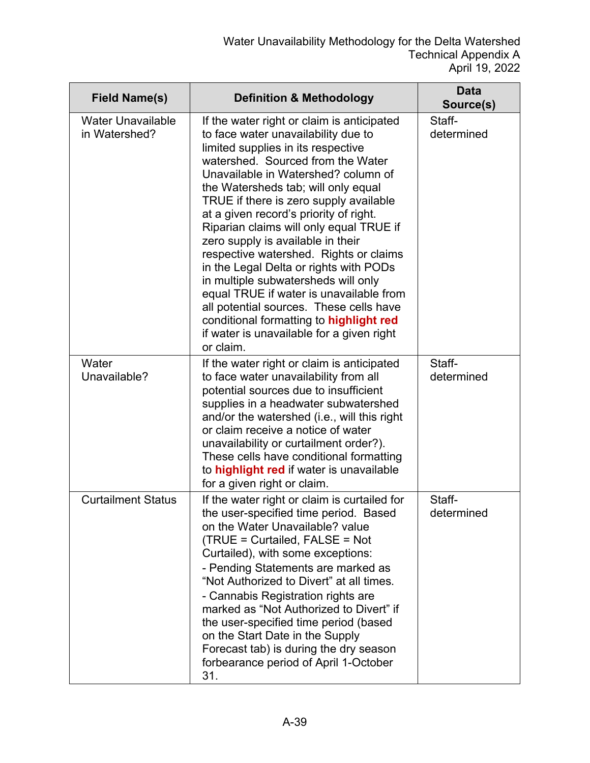| Field Name(s) | Definition & Methodology | Data Source(s) |
|---|---|---|
| Water Unavailable in Watershed? | If the water right or claim is anticipated to face water unavailability due to limited supplies in its respective watershed. Sourced from the Water Unavailable in Watershed? column of the Watersheds tab; will only equal TRUE if there is zero supply available at a given record's priority of right. Riparian claims will only equal TRUE if zero supply is available in their respective watershed. Rights or claims in the Legal Delta or rights with PODs in multiple subwatersheds will only equal TRUE if water is unavailable from all potential sources. These cells have conditional formatting to **highlight red** if water is unavailable for a given right or claim. | Staff-determined |
| Water Unavailable? | If the water right or claim is anticipated to face water unavailability from all potential sources due to insufficient supplies in a headwater subwatershed and/or the watershed (i.e., will this right or claim receive a notice of water unavailability or curtailment order?). These cells have conditional formatting to **highlight red** if water is unavailable for a given right or claim. | Staff-determined |
| Curtailment Status | If the water right or claim is curtailed for the user-specified time period. Based on the Water Unavailable? value (TRUE = Curtailed, FALSE = Not Curtailed), with some exceptions:<br>- Pending Statements are marked as "Not Authorized to Divert" at all times.<br>- Cannabis Registration rights are marked as "Not Authorized to Divert" if the user-specified time period (based on the Start Date in the Supply Forecast tab) is during the dry season forbearance period of April 1-October 31. | Staff-determined |